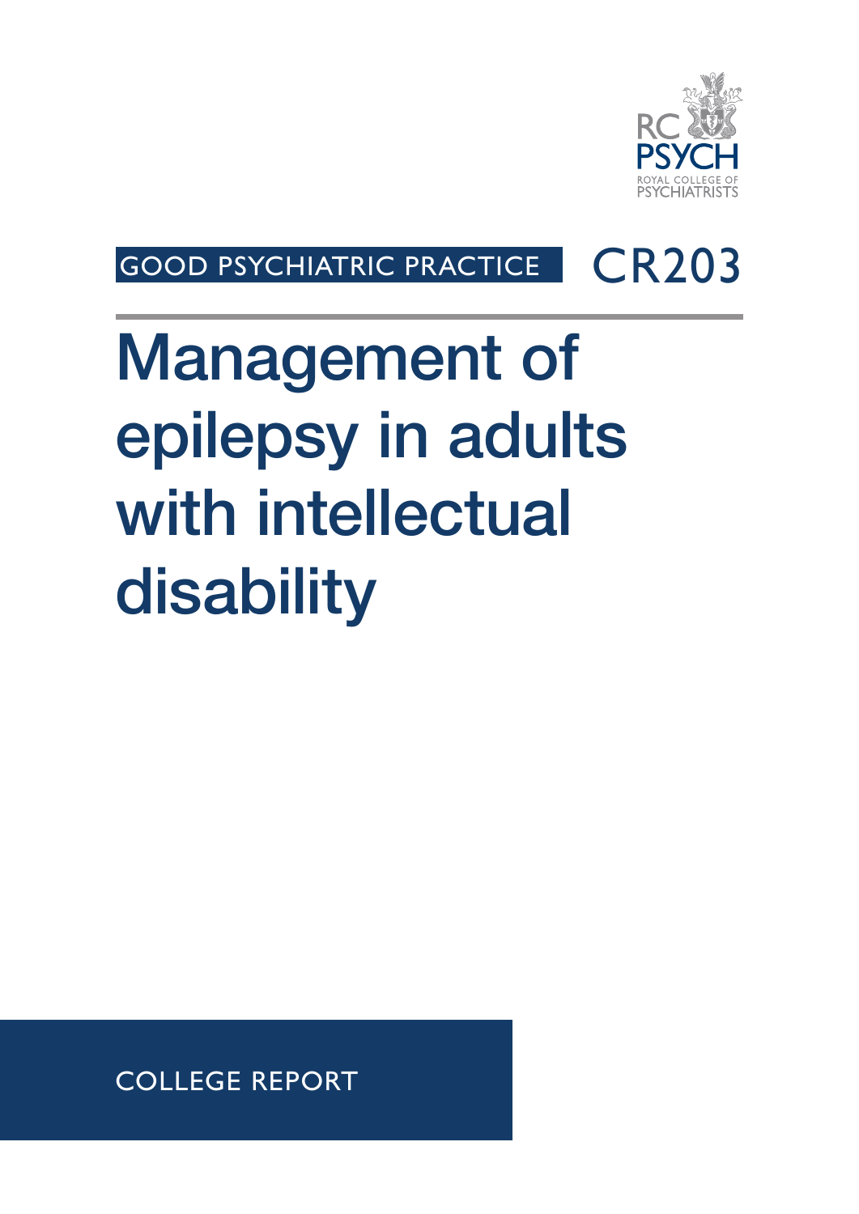RC PSYCH
ROYAL COLLEGE OF PSYCHIATRISTS

GOOD PSYCHIATRIC PRACTICE CR203

# Management of epilepsy in adults with intellectual disability

COLLEGE REPORT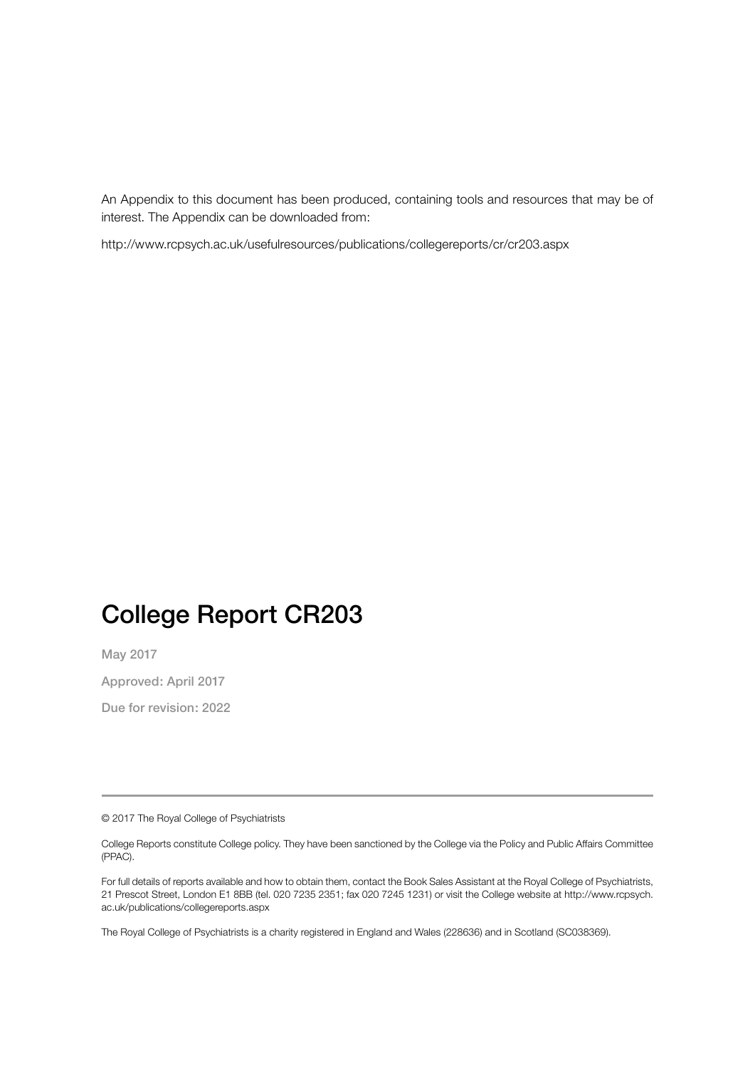An Appendix to this document has been produced, containing tools and resources that may be of interest. The Appendix can be downloaded from:

http://www.rcpsych.ac.uk/usefulresources/publications/collegereports/cr/cr203.aspx

# College Report CR203

May 2017

Approved: April 2017

Due for revision: 2022

---

© 2017 The Royal College of Psychiatrists

College Reports constitute College policy. They have been sanctioned by the College via the Policy and Public Affairs Committee (PPAC).

For full details of reports available and how to obtain them, contact the Book Sales Assistant at the Royal College of Psychiatrists, 21 Prescot Street, London E1 8BB (tel. 020 7235 2351; fax 020 7245 1231) or visit the College website at http://www.rcpsych.ac.uk/publications/collegereports.aspx

The Royal College of Psychiatrists is a charity registered in England and Wales (228636) and in Scotland (SC038369).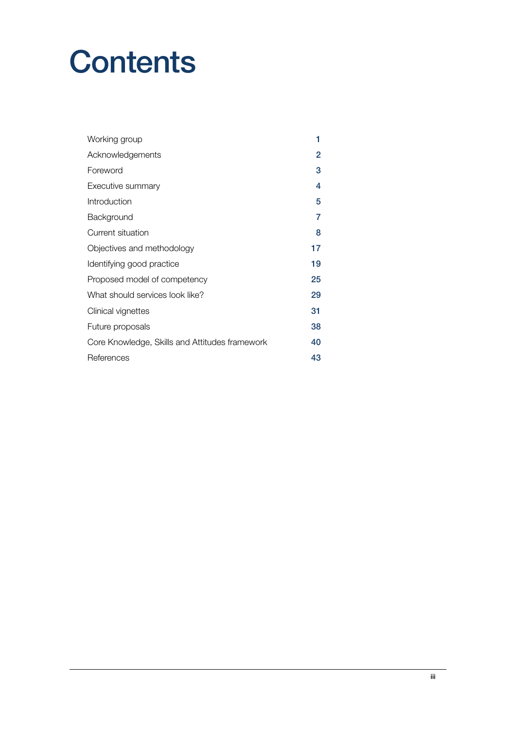# Contents

| | |
|---|---|
| Working group | 1 |
| Acknowledgements | 2 |
| Foreword | 3 |
| Executive summary | 4 |
| Introduction | 5 |
| Background | 7 |
| Current situation | 8 |
| Objectives and methodology | 17 |
| Identifying good practice | 19 |
| Proposed model of competency | 25 |
| What should services look like? | 29 |
| Clinical vignettes | 31 |
| Future proposals | 38 |
| Core Knowledge, Skills and Attitudes framework | 40 |
| References | 43 |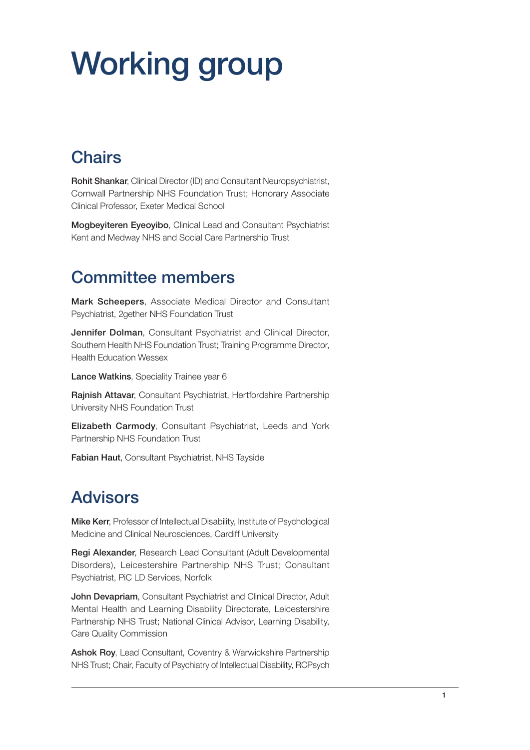# Working group

## Chairs

**Rohit Shankar**, Clinical Director (ID) and Consultant Neuropsychiatrist, Cornwall Partnership NHS Foundation Trust; Honorary Associate Clinical Professor, Exeter Medical School

**Mogbeyiteren Eyeoyibo**, Clinical Lead and Consultant Psychiatrist Kent and Medway NHS and Social Care Partnership Trust

## Committee members

**Mark Scheepers**, Associate Medical Director and Consultant Psychiatrist, 2gether NHS Foundation Trust

**Jennifer Dolman**, Consultant Psychiatrist and Clinical Director, Southern Health NHS Foundation Trust; Training Programme Director, Health Education Wessex

**Lance Watkins**, Speciality Trainee year 6

**Rajnish Attavar**, Consultant Psychiatrist, Hertfordshire Partnership University NHS Foundation Trust

**Elizabeth Carmody**, Consultant Psychiatrist, Leeds and York Partnership NHS Foundation Trust

**Fabian Haut**, Consultant Psychiatrist, NHS Tayside

## Advisors

**Mike Kerr**, Professor of Intellectual Disability, Institute of Psychological Medicine and Clinical Neurosciences, Cardiff University

**Regi Alexander**, Research Lead Consultant (Adult Developmental Disorders), Leicestershire Partnership NHS Trust; Consultant Psychiatrist, PiC LD Services, Norfolk

**John Devapriam**, Consultant Psychiatrist and Clinical Director, Adult Mental Health and Learning Disability Directorate, Leicestershire Partnership NHS Trust; National Clinical Advisor, Learning Disability, Care Quality Commission

**Ashok Roy**, Lead Consultant, Coventry & Warwickshire Partnership NHS Trust; Chair, Faculty of Psychiatry of Intellectual Disability, RCPsych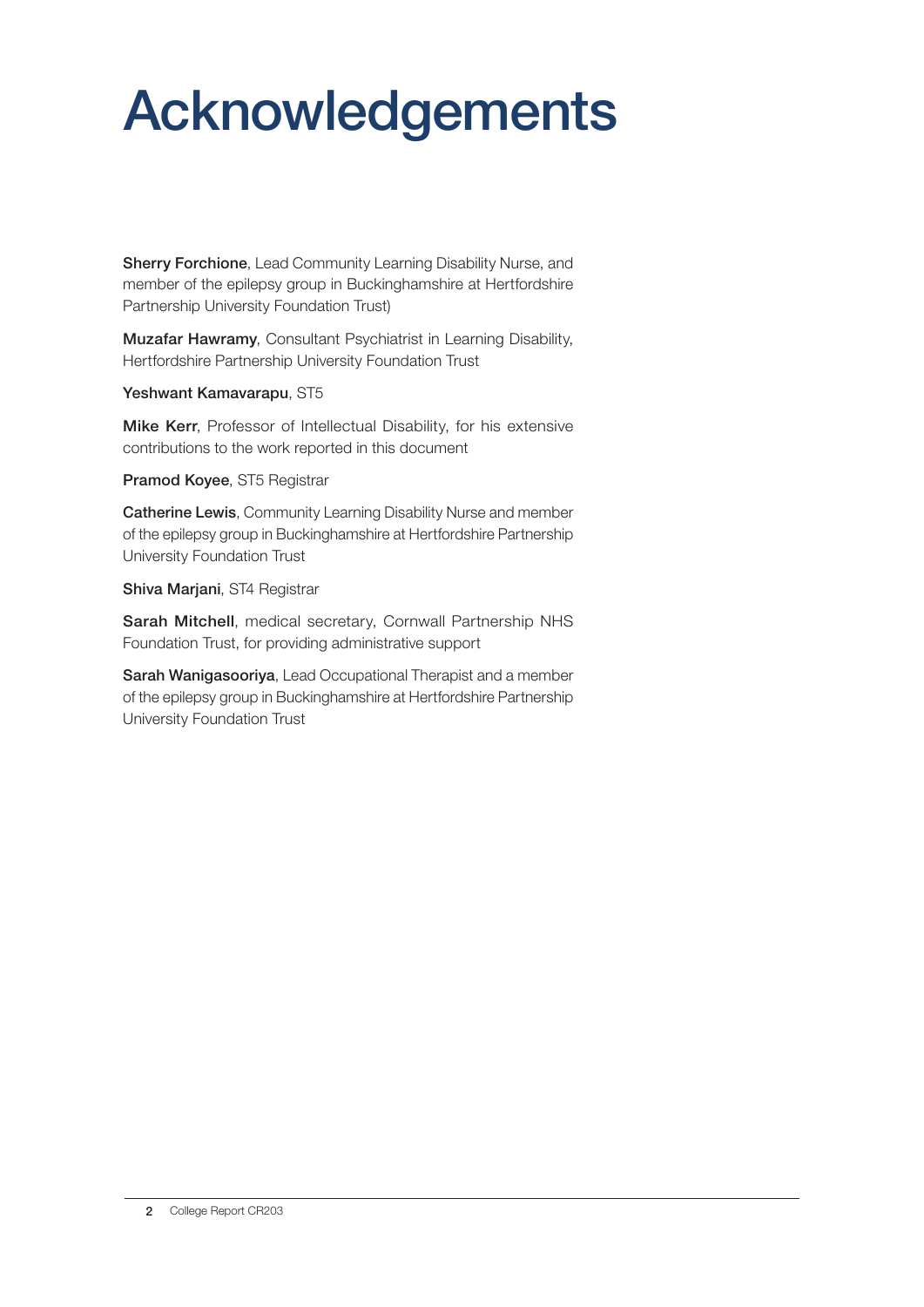# Acknowledgements

**Sherry Forchione**, Lead Community Learning Disability Nurse, and member of the epilepsy group in Buckinghamshire at Hertfordshire Partnership University Foundation Trust)

**Muzafar Hawramy**, Consultant Psychiatrist in Learning Disability, Hertfordshire Partnership University Foundation Trust

**Yeshwant Kamavarapu**, ST5

**Mike Kerr**, Professor of Intellectual Disability, for his extensive contributions to the work reported in this document

**Pramod Koyee**, ST5 Registrar

**Catherine Lewis**, Community Learning Disability Nurse and member of the epilepsy group in Buckinghamshire at Hertfordshire Partnership University Foundation Trust

**Shiva Marjani**, ST4 Registrar

**Sarah Mitchell**, medical secretary, Cornwall Partnership NHS Foundation Trust, for providing administrative support

**Sarah Wanigasooriya**, Lead Occupational Therapist and a member of the epilepsy group in Buckinghamshire at Hertfordshire Partnership University Foundation Trust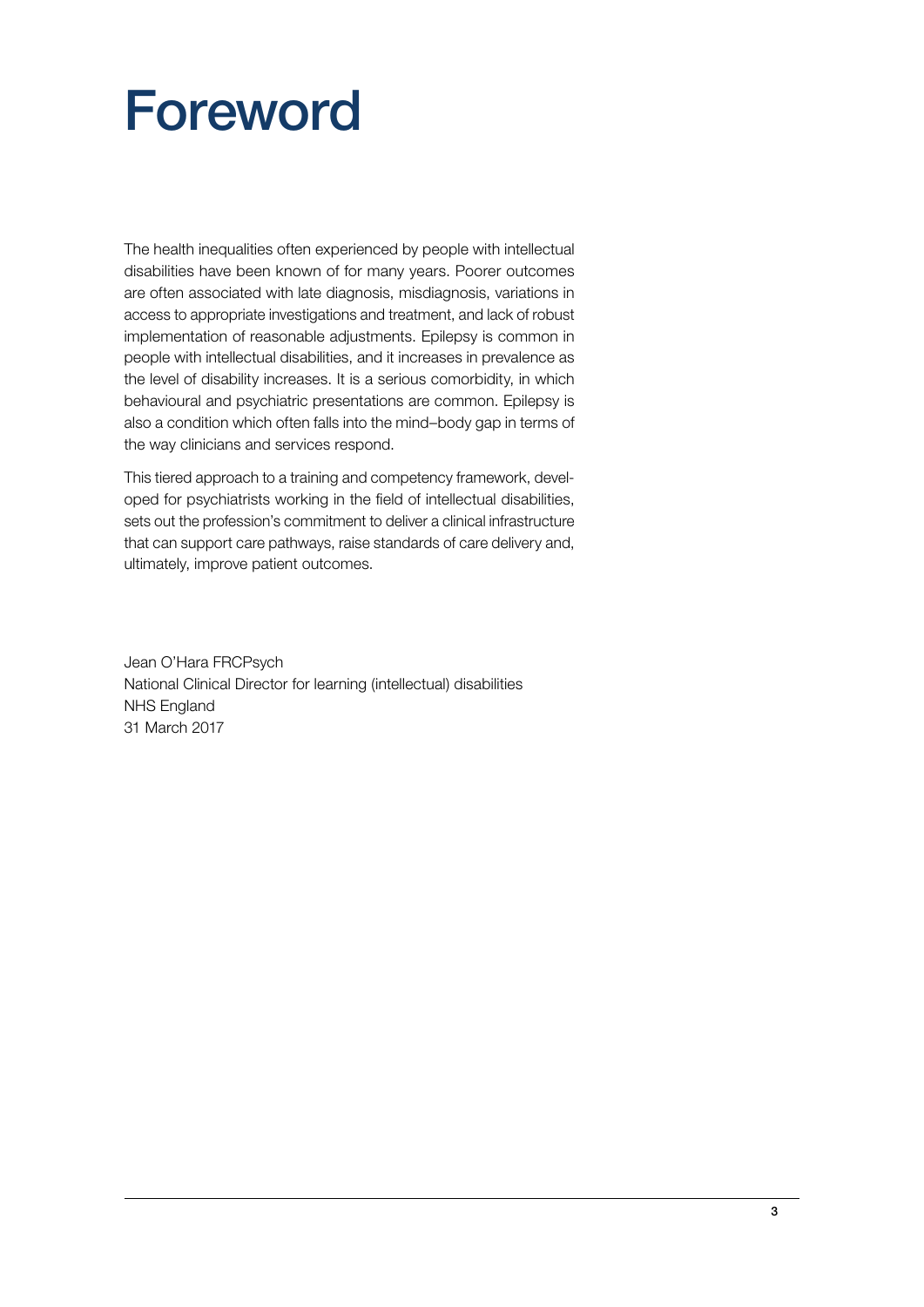# Foreword

The health inequalities often experienced by people with intellectual disabilities have been known of for many years. Poorer outcomes are often associated with late diagnosis, misdiagnosis, variations in access to appropriate investigations and treatment, and lack of robust implementation of reasonable adjustments. Epilepsy is common in people with intellectual disabilities, and it increases in prevalence as the level of disability increases. It is a serious comorbidity, in which behavioural and psychiatric presentations are common. Epilepsy is also a condition which often falls into the mind–body gap in terms of the way clinicians and services respond.

This tiered approach to a training and competency framework, developed for psychiatrists working in the field of intellectual disabilities, sets out the profession's commitment to deliver a clinical infrastructure that can support care pathways, raise standards of care delivery and, ultimately, improve patient outcomes.

Jean O'Hara FRCPsych
National Clinical Director for learning (intellectual) disabilities
NHS England
31 March 2017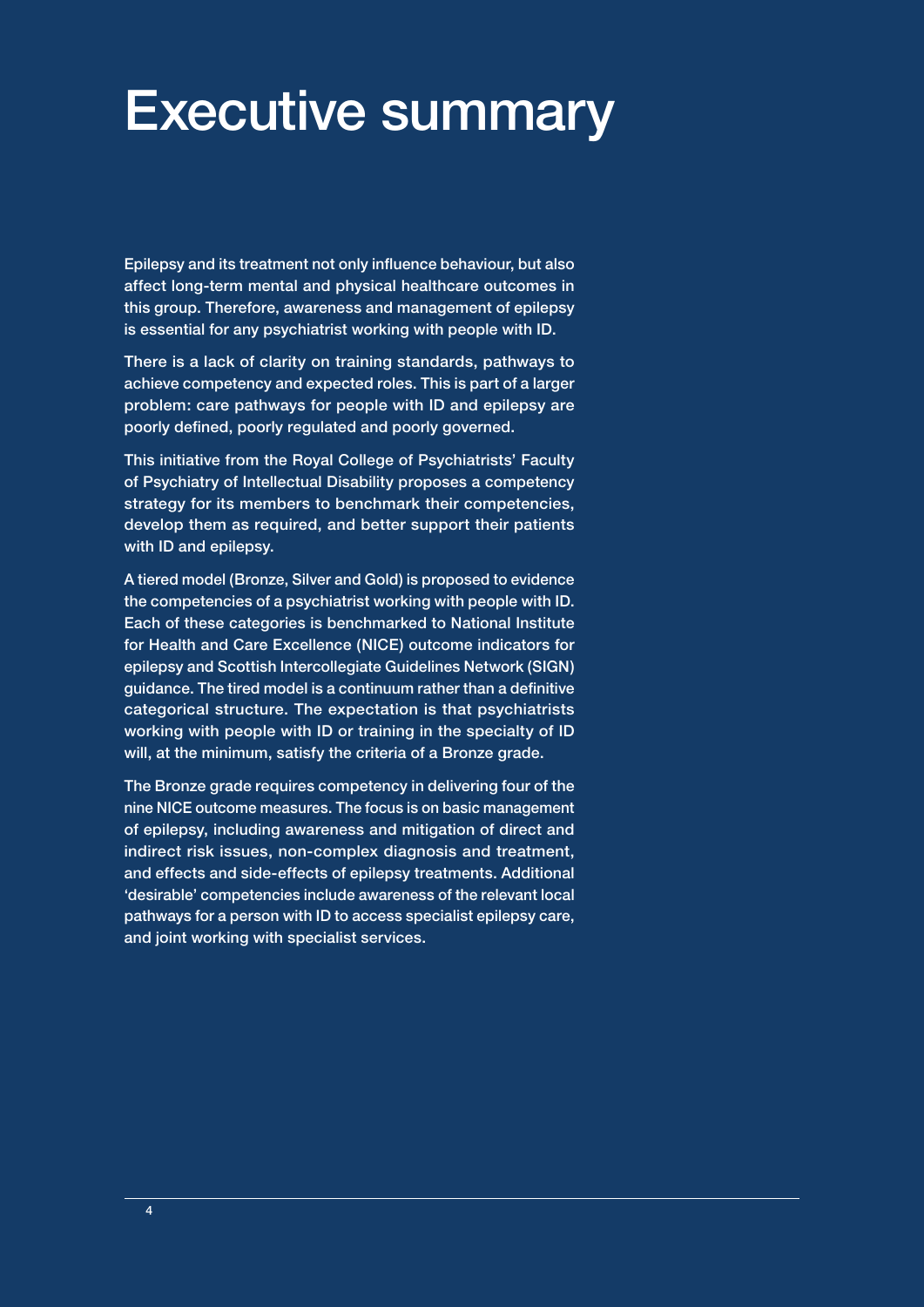# Executive summary

Epilepsy and its treatment not only influence behaviour, but also affect long-term mental and physical healthcare outcomes in this group. Therefore, awareness and management of epilepsy is essential for any psychiatrist working with people with ID.

There is a lack of clarity on training standards, pathways to achieve competency and expected roles. This is part of a larger problem: care pathways for people with ID and epilepsy are poorly defined, poorly regulated and poorly governed.

This initiative from the Royal College of Psychiatrists' Faculty of Psychiatry of Intellectual Disability proposes a competency strategy for its members to benchmark their competencies, develop them as required, and better support their patients with ID and epilepsy.

A tiered model (Bronze, Silver and Gold) is proposed to evidence the competencies of a psychiatrist working with people with ID. Each of these categories is benchmarked to National Institute for Health and Care Excellence (NICE) outcome indicators for epilepsy and Scottish Intercollegiate Guidelines Network (SIGN) guidance. The tired model is a continuum rather than a definitive categorical structure. The expectation is that psychiatrists working with people with ID or training in the specialty of ID will, at the minimum, satisfy the criteria of a Bronze grade.

The Bronze grade requires competency in delivering four of the nine NICE outcome measures. The focus is on basic management of epilepsy, including awareness and mitigation of direct and indirect risk issues, non-complex diagnosis and treatment, and effects and side-effects of epilepsy treatments. Additional 'desirable' competencies include awareness of the relevant local pathways for a person with ID to access specialist epilepsy care, and joint working with specialist services.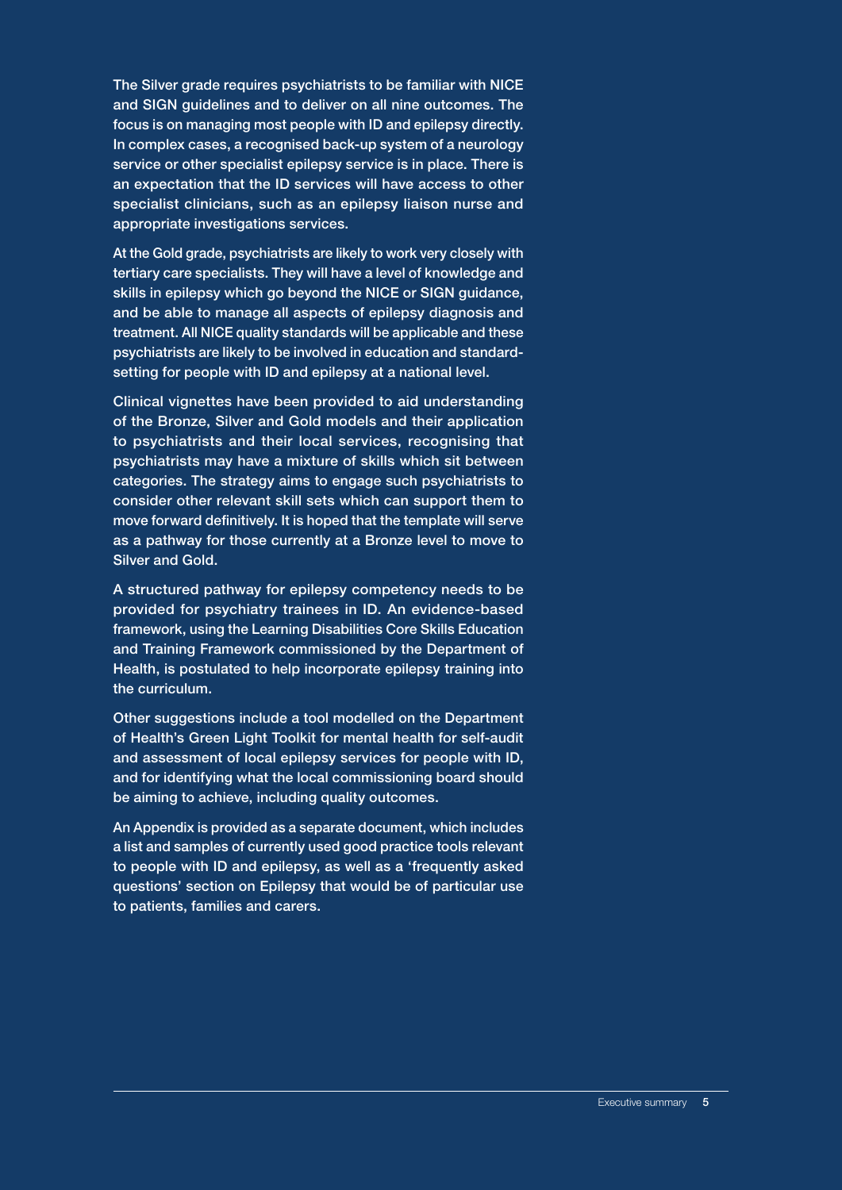The Silver grade requires psychiatrists to be familiar with NICE and SIGN guidelines and to deliver on all nine outcomes. The focus is on managing most people with ID and epilepsy directly. In complex cases, a recognised back-up system of a neurology service or other specialist epilepsy service is in place. There is an expectation that the ID services will have access to other specialist clinicians, such as an epilepsy liaison nurse and appropriate investigations services.

At the Gold grade, psychiatrists are likely to work very closely with tertiary care specialists. They will have a level of knowledge and skills in epilepsy which go beyond the NICE or SIGN guidance, and be able to manage all aspects of epilepsy diagnosis and treatment. All NICE quality standards will be applicable and these psychiatrists are likely to be involved in education and standard-setting for people with ID and epilepsy at a national level.

Clinical vignettes have been provided to aid understanding of the Bronze, Silver and Gold models and their application to psychiatrists and their local services, recognising that psychiatrists may have a mixture of skills which sit between categories. The strategy aims to engage such psychiatrists to consider other relevant skill sets which can support them to move forward definitively. It is hoped that the template will serve as a pathway for those currently at a Bronze level to move to Silver and Gold.

A structured pathway for epilepsy competency needs to be provided for psychiatry trainees in ID. An evidence-based framework, using the Learning Disabilities Core Skills Education and Training Framework commissioned by the Department of Health, is postulated to help incorporate epilepsy training into the curriculum.

Other suggestions include a tool modelled on the Department of Health's Green Light Toolkit for mental health for self-audit and assessment of local epilepsy services for people with ID, and for identifying what the local commissioning board should be aiming to achieve, including quality outcomes.

An Appendix is provided as a separate document, which includes a list and samples of currently used good practice tools relevant to people with ID and epilepsy, as well as a 'frequently asked questions' section on Epilepsy that would be of particular use to patients, families and carers.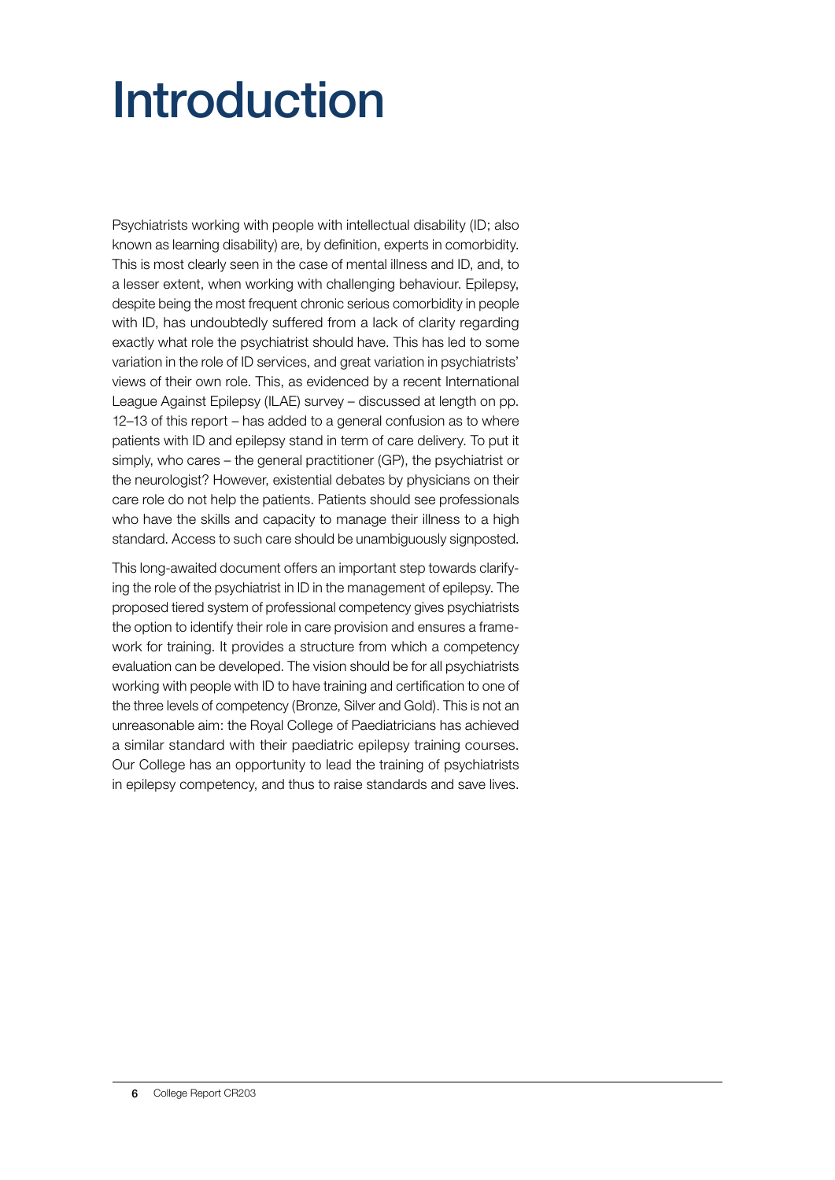# Introduction

Psychiatrists working with people with intellectual disability (ID; also known as learning disability) are, by definition, experts in comorbidity. This is most clearly seen in the case of mental illness and ID, and, to a lesser extent, when working with challenging behaviour. Epilepsy, despite being the most frequent chronic serious comorbidity in people with ID, has undoubtedly suffered from a lack of clarity regarding exactly what role the psychiatrist should have. This has led to some variation in the role of ID services, and great variation in psychiatrists' views of their own role. This, as evidenced by a recent International League Against Epilepsy (ILAE) survey – discussed at length on pp. 12–13 of this report – has added to a general confusion as to where patients with ID and epilepsy stand in term of care delivery. To put it simply, who cares – the general practitioner (GP), the psychiatrist or the neurologist? However, existential debates by physicians on their care role do not help the patients. Patients should see professionals who have the skills and capacity to manage their illness to a high standard. Access to such care should be unambiguously signposted.

This long-awaited document offers an important step towards clarifying the role of the psychiatrist in ID in the management of epilepsy. The proposed tiered system of professional competency gives psychiatrists the option to identify their role in care provision and ensures a framework for training. It provides a structure from which a competency evaluation can be developed. The vision should be for all psychiatrists working with people with ID to have training and certification to one of the three levels of competency (Bronze, Silver and Gold). This is not an unreasonable aim: the Royal College of Paediatricians has achieved a similar standard with their paediatric epilepsy training courses. Our College has an opportunity to lead the training of psychiatrists in epilepsy competency, and thus to raise standards and save lives.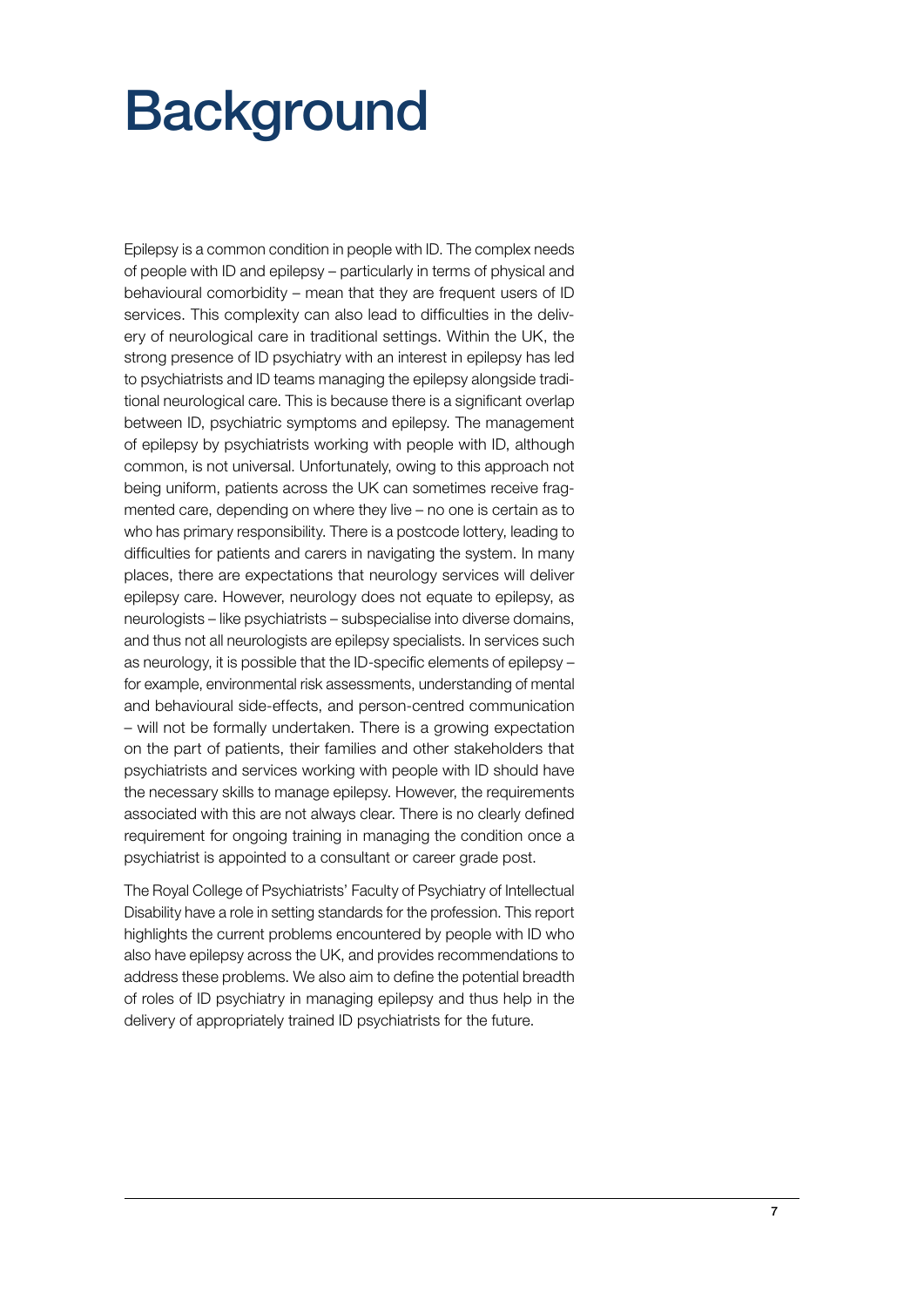# Background

Epilepsy is a common condition in people with ID. The complex needs of people with ID and epilepsy – particularly in terms of physical and behavioural comorbidity – mean that they are frequent users of ID services. This complexity can also lead to difficulties in the delivery of neurological care in traditional settings. Within the UK, the strong presence of ID psychiatry with an interest in epilepsy has led to psychiatrists and ID teams managing the epilepsy alongside traditional neurological care. This is because there is a significant overlap between ID, psychiatric symptoms and epilepsy. The management of epilepsy by psychiatrists working with people with ID, although common, is not universal. Unfortunately, owing to this approach not being uniform, patients across the UK can sometimes receive fragmented care, depending on where they live – no one is certain as to who has primary responsibility. There is a postcode lottery, leading to difficulties for patients and carers in navigating the system. In many places, there are expectations that neurology services will deliver epilepsy care. However, neurology does not equate to epilepsy, as neurologists – like psychiatrists – subspecialise into diverse domains, and thus not all neurologists are epilepsy specialists. In services such as neurology, it is possible that the ID-specific elements of epilepsy – for example, environmental risk assessments, understanding of mental and behavioural side-effects, and person-centred communication – will not be formally undertaken. There is a growing expectation on the part of patients, their families and other stakeholders that psychiatrists and services working with people with ID should have the necessary skills to manage epilepsy. However, the requirements associated with this are not always clear. There is no clearly defined requirement for ongoing training in managing the condition once a psychiatrist is appointed to a consultant or career grade post.

The Royal College of Psychiatrists' Faculty of Psychiatry of Intellectual Disability have a role in setting standards for the profession. This report highlights the current problems encountered by people with ID who also have epilepsy across the UK, and provides recommendations to address these problems. We also aim to define the potential breadth of roles of ID psychiatry in managing epilepsy and thus help in the delivery of appropriately trained ID psychiatrists for the future.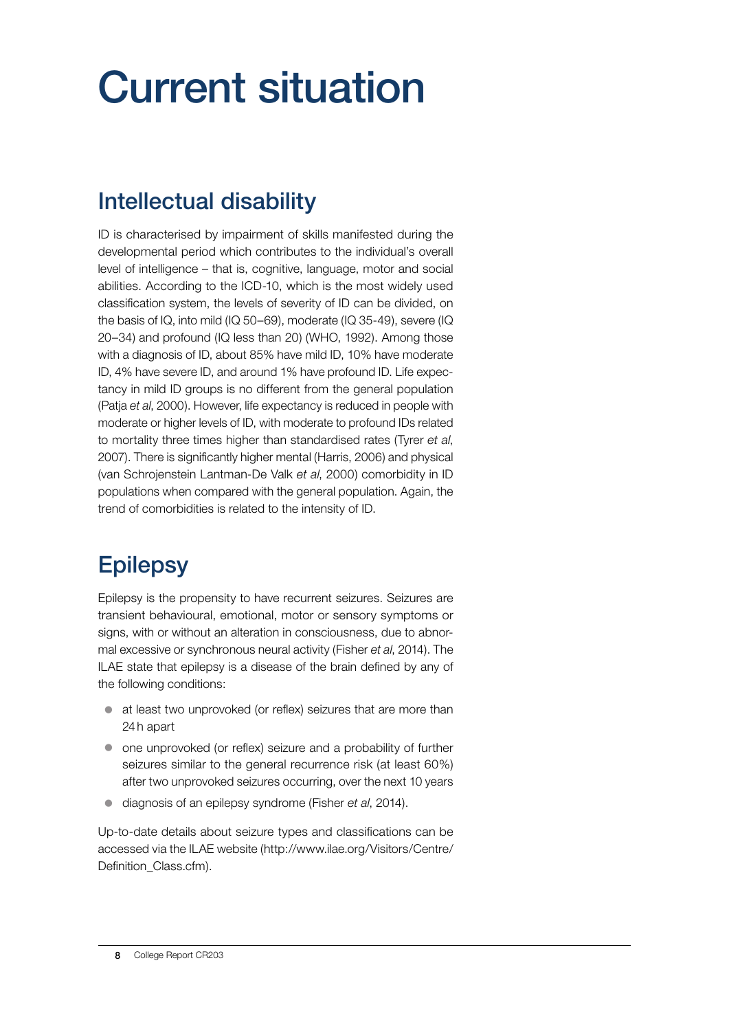# Current situation

## Intellectual disability

ID is characterised by impairment of skills manifested during the developmental period which contributes to the individual's overall level of intelligence – that is, cognitive, language, motor and social abilities. According to the ICD-10, which is the most widely used classification system, the levels of severity of ID can be divided, on the basis of IQ, into mild (IQ 50–69), moderate (IQ 35-49), severe (IQ 20–34) and profound (IQ less than 20) (WHO, 1992). Among those with a diagnosis of ID, about 85% have mild ID, 10% have moderate ID, 4% have severe ID, and around 1% have profound ID. Life expectancy in mild ID groups is no different from the general population (Patja *et al*, 2000). However, life expectancy is reduced in people with moderate or higher levels of ID, with moderate to profound IDs related to mortality three times higher than standardised rates (Tyrer *et al*, 2007). There is significantly higher mental (Harris, 2006) and physical (van Schrojenstein Lantman-De Valk *et al*, 2000) comorbidity in ID populations when compared with the general population. Again, the trend of comorbidities is related to the intensity of ID.

## Epilepsy

Epilepsy is the propensity to have recurrent seizures. Seizures are transient behavioural, emotional, motor or sensory symptoms or signs, with or without an alteration in consciousness, due to abnormal excessive or synchronous neural activity (Fisher *et al*, 2014). The ILAE state that epilepsy is a disease of the brain defined by any of the following conditions:

- at least two unprovoked (or reflex) seizures that are more than 24 h apart
- one unprovoked (or reflex) seizure and a probability of further seizures similar to the general recurrence risk (at least 60%) after two unprovoked seizures occurring, over the next 10 years
- diagnosis of an epilepsy syndrome (Fisher *et al*, 2014).

Up-to-date details about seizure types and classifications can be accessed via the ILAE website (http://www.ilae.org/Visitors/Centre/Definition_Class.cfm).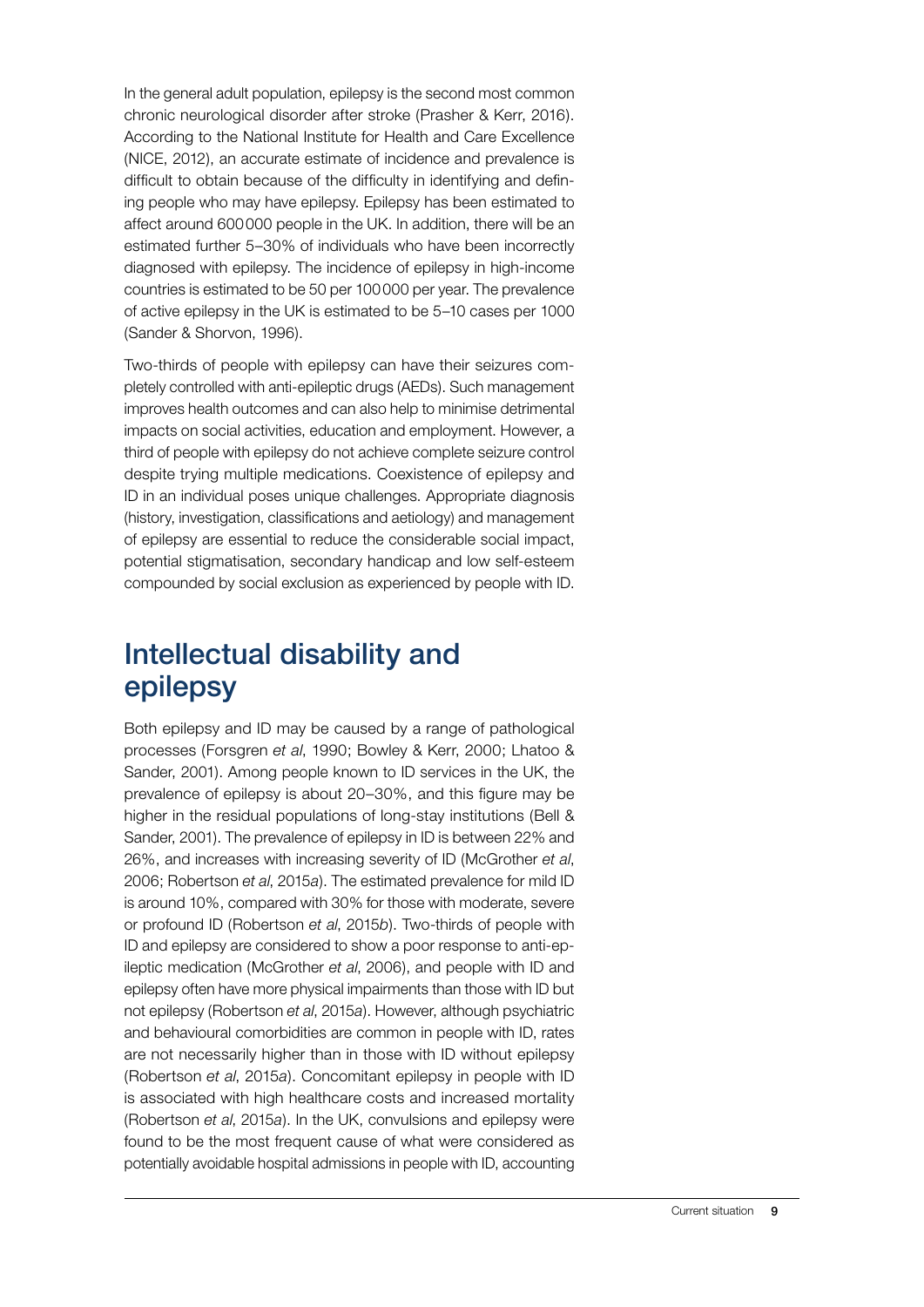In the general adult population, epilepsy is the second most common chronic neurological disorder after stroke (Prasher & Kerr, 2016). According to the National Institute for Health and Care Excellence (NICE, 2012), an accurate estimate of incidence and prevalence is difficult to obtain because of the difficulty in identifying and defining people who may have epilepsy. Epilepsy has been estimated to affect around 600 000 people in the UK. In addition, there will be an estimated further 5–30% of individuals who have been incorrectly diagnosed with epilepsy. The incidence of epilepsy in high-income countries is estimated to be 50 per 100 000 per year. The prevalence of active epilepsy in the UK is estimated to be 5–10 cases per 1000 (Sander & Shorvon, 1996).

Two-thirds of people with epilepsy can have their seizures completely controlled with anti-epileptic drugs (AEDs). Such management improves health outcomes and can also help to minimise detrimental impacts on social activities, education and employment. However, a third of people with epilepsy do not achieve complete seizure control despite trying multiple medications. Coexistence of epilepsy and ID in an individual poses unique challenges. Appropriate diagnosis (history, investigation, classifications and aetiology) and management of epilepsy are essential to reduce the considerable social impact, potential stigmatisation, secondary handicap and low self-esteem compounded by social exclusion as experienced by people with ID.

## Intellectual disability and epilepsy

Both epilepsy and ID may be caused by a range of pathological processes (Forsgren *et al*, 1990; Bowley & Kerr, 2000; Lhatoo & Sander, 2001). Among people known to ID services in the UK, the prevalence of epilepsy is about 20–30%, and this figure may be higher in the residual populations of long-stay institutions (Bell & Sander, 2001). The prevalence of epilepsy in ID is between 22% and 26%, and increases with increasing severity of ID (McGrother *et al*, 2006; Robertson *et al*, 2015*a*). The estimated prevalence for mild ID is around 10%, compared with 30% for those with moderate, severe or profound ID (Robertson *et al*, 2015*b*). Two-thirds of people with ID and epilepsy are considered to show a poor response to anti-epileptic medication (McGrother *et al*, 2006), and people with ID and epilepsy often have more physical impairments than those with ID but not epilepsy (Robertson *et al*, 2015*a*). However, although psychiatric and behavioural comorbidities are common in people with ID, rates are not necessarily higher than in those with ID without epilepsy (Robertson *et al*, 2015*a*). Concomitant epilepsy in people with ID is associated with high healthcare costs and increased mortality (Robertson *et al*, 2015*a*). In the UK, convulsions and epilepsy were found to be the most frequent cause of what were considered as potentially avoidable hospital admissions in people with ID, accounting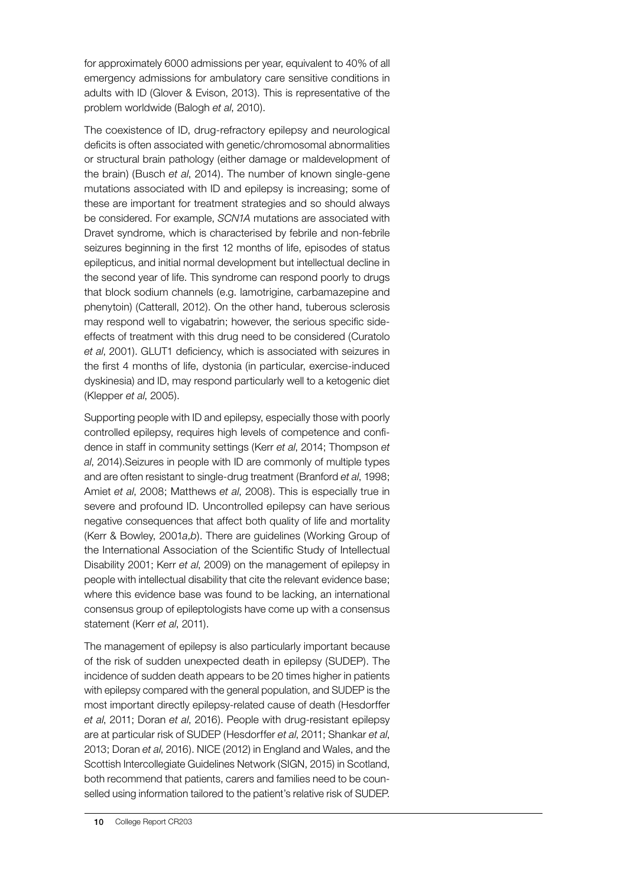for approximately 6000 admissions per year, equivalent to 40% of all emergency admissions for ambulatory care sensitive conditions in adults with ID (Glover & Evison, 2013). This is representative of the problem worldwide (Balogh *et al*, 2010).

The coexistence of ID, drug-refractory epilepsy and neurological deficits is often associated with genetic/chromosomal abnormalities or structural brain pathology (either damage or maldevelopment of the brain) (Busch *et al*, 2014). The number of known single-gene mutations associated with ID and epilepsy is increasing; some of these are important for treatment strategies and so should always be considered. For example, *SCN1A* mutations are associated with Dravet syndrome, which is characterised by febrile and non-febrile seizures beginning in the first 12 months of life, episodes of status epilepticus, and initial normal development but intellectual decline in the second year of life. This syndrome can respond poorly to drugs that block sodium channels (e.g. lamotrigine, carbamazepine and phenytoin) (Catterall, 2012). On the other hand, tuberous sclerosis may respond well to vigabatrin; however, the serious specific side-effects of treatment with this drug need to be considered (Curatolo *et al*, 2001). GLUT1 deficiency, which is associated with seizures in the first 4 months of life, dystonia (in particular, exercise-induced dyskinesia) and ID, may respond particularly well to a ketogenic diet (Klepper *et al*, 2005).

Supporting people with ID and epilepsy, especially those with poorly controlled epilepsy, requires high levels of competence and confidence in staff in community settings (Kerr *et al*, 2014; Thompson *et al*, 2014).Seizures in people with ID are commonly of multiple types and are often resistant to single-drug treatment (Branford *et al*, 1998; Amiet *et al*, 2008; Matthews *et al*, 2008). This is especially true in severe and profound ID. Uncontrolled epilepsy can have serious negative consequences that affect both quality of life and mortality (Kerr & Bowley, 2001*a*,*b*). There are guidelines (Working Group of the International Association of the Scientific Study of Intellectual Disability 2001; Kerr *et al*, 2009) on the management of epilepsy in people with intellectual disability that cite the relevant evidence base; where this evidence base was found to be lacking, an international consensus group of epileptologists have come up with a consensus statement (Kerr *et al*, 2011).

The management of epilepsy is also particularly important because of the risk of sudden unexpected death in epilepsy (SUDEP). The incidence of sudden death appears to be 20 times higher in patients with epilepsy compared with the general population, and SUDEP is the most important directly epilepsy-related cause of death (Hesdorffer *et al*, 2011; Doran *et al*, 2016). People with drug-resistant epilepsy are at particular risk of SUDEP (Hesdorffer *et al*, 2011; Shankar *et al*, 2013; Doran *et al*, 2016). NICE (2012) in England and Wales, and the Scottish Intercollegiate Guidelines Network (SIGN, 2015) in Scotland, both recommend that patients, carers and families need to be counselled using information tailored to the patient's relative risk of SUDEP.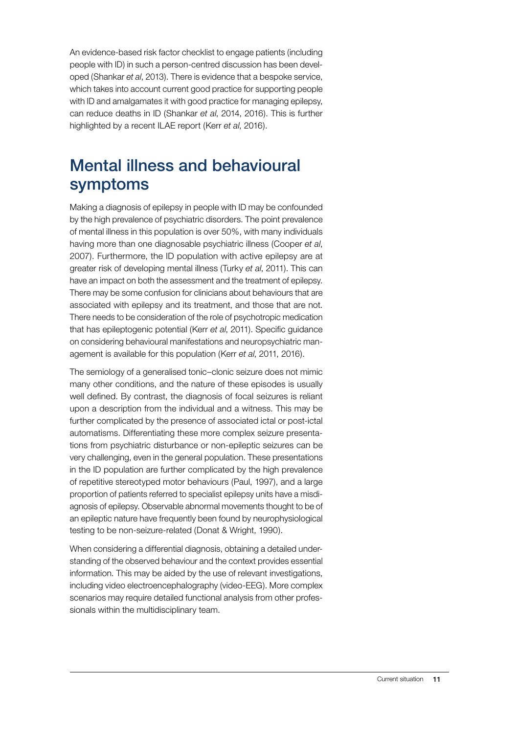An evidence-based risk factor checklist to engage patients (including people with ID) in such a person-centred discussion has been developed (Shankar *et al*, 2013). There is evidence that a bespoke service, which takes into account current good practice for supporting people with ID and amalgamates it with good practice for managing epilepsy, can reduce deaths in ID (Shankar *et al*, 2014, 2016). This is further highlighted by a recent ILAE report (Kerr *et al*, 2016).

## Mental illness and behavioural symptoms

Making a diagnosis of epilepsy in people with ID may be confounded by the high prevalence of psychiatric disorders. The point prevalence of mental illness in this population is over 50%, with many individuals having more than one diagnosable psychiatric illness (Cooper *et al*, 2007). Furthermore, the ID population with active epilepsy are at greater risk of developing mental illness (Turky *et al*, 2011). This can have an impact on both the assessment and the treatment of epilepsy. There may be some confusion for clinicians about behaviours that are associated with epilepsy and its treatment, and those that are not. There needs to be consideration of the role of psychotropic medication that has epileptogenic potential (Kerr *et al*, 2011). Specific guidance on considering behavioural manifestations and neuropsychiatric management is available for this population (Kerr *et al*, 2011, 2016).

The semiology of a generalised tonic–clonic seizure does not mimic many other conditions, and the nature of these episodes is usually well defined. By contrast, the diagnosis of focal seizures is reliant upon a description from the individual and a witness. This may be further complicated by the presence of associated ictal or post-ictal automatisms. Differentiating these more complex seizure presentations from psychiatric disturbance or non-epileptic seizures can be very challenging, even in the general population. These presentations in the ID population are further complicated by the high prevalence of repetitive stereotyped motor behaviours (Paul, 1997), and a large proportion of patients referred to specialist epilepsy units have a misdiagnosis of epilepsy. Observable abnormal movements thought to be of an epileptic nature have frequently been found by neurophysiological testing to be non-seizure-related (Donat & Wright, 1990).

When considering a differential diagnosis, obtaining a detailed understanding of the observed behaviour and the context provides essential information. This may be aided by the use of relevant investigations, including video electroencephalography (video-EEG). More complex scenarios may require detailed functional analysis from other professionals within the multidisciplinary team.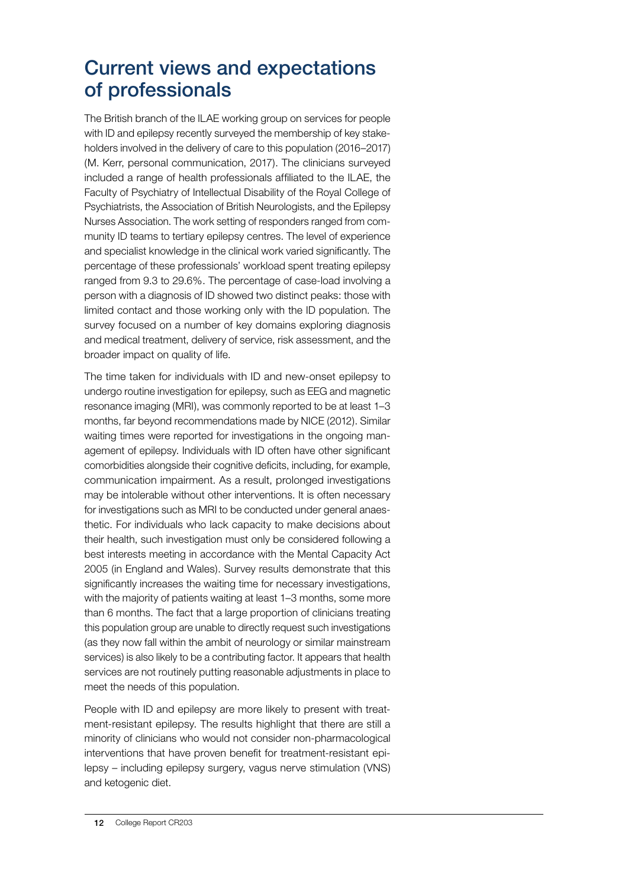# Current views and expectations of professionals

The British branch of the ILAE working group on services for people with ID and epilepsy recently surveyed the membership of key stakeholders involved in the delivery of care to this population (2016–2017) (M. Kerr, personal communication, 2017). The clinicians surveyed included a range of health professionals affiliated to the ILAE, the Faculty of Psychiatry of Intellectual Disability of the Royal College of Psychiatrists, the Association of British Neurologists, and the Epilepsy Nurses Association. The work setting of responders ranged from community ID teams to tertiary epilepsy centres. The level of experience and specialist knowledge in the clinical work varied significantly. The percentage of these professionals' workload spent treating epilepsy ranged from 9.3 to 29.6%. The percentage of case-load involving a person with a diagnosis of ID showed two distinct peaks: those with limited contact and those working only with the ID population. The survey focused on a number of key domains exploring diagnosis and medical treatment, delivery of service, risk assessment, and the broader impact on quality of life.

The time taken for individuals with ID and new-onset epilepsy to undergo routine investigation for epilepsy, such as EEG and magnetic resonance imaging (MRI), was commonly reported to be at least 1–3 months, far beyond recommendations made by NICE (2012). Similar waiting times were reported for investigations in the ongoing management of epilepsy. Individuals with ID often have other significant comorbidities alongside their cognitive deficits, including, for example, communication impairment. As a result, prolonged investigations may be intolerable without other interventions. It is often necessary for investigations such as MRI to be conducted under general anaesthetic. For individuals who lack capacity to make decisions about their health, such investigation must only be considered following a best interests meeting in accordance with the Mental Capacity Act 2005 (in England and Wales). Survey results demonstrate that this significantly increases the waiting time for necessary investigations, with the majority of patients waiting at least 1–3 months, some more than 6 months. The fact that a large proportion of clinicians treating this population group are unable to directly request such investigations (as they now fall within the ambit of neurology or similar mainstream services) is also likely to be a contributing factor. It appears that health services are not routinely putting reasonable adjustments in place to meet the needs of this population.

People with ID and epilepsy are more likely to present with treatment-resistant epilepsy. The results highlight that there are still a minority of clinicians who would not consider non-pharmacological interventions that have proven benefit for treatment-resistant epilepsy – including epilepsy surgery, vagus nerve stimulation (VNS) and ketogenic diet.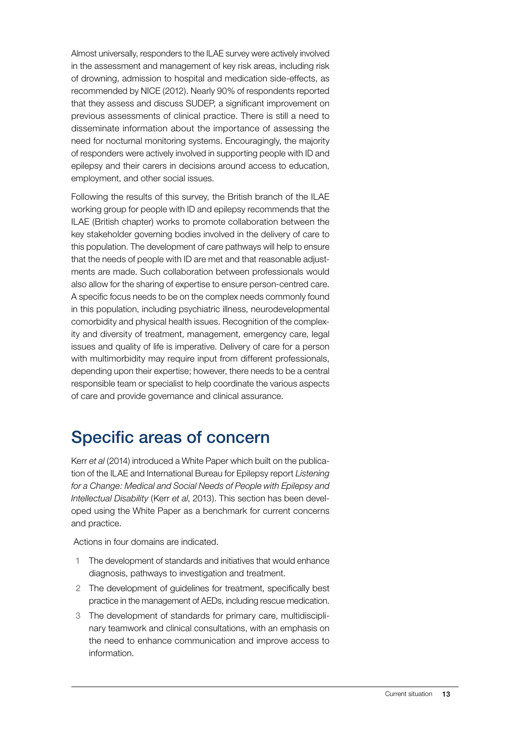Almost universally, responders to the ILAE survey were actively involved in the assessment and management of key risk areas, including risk of drowning, admission to hospital and medication side-effects, as recommended by NICE (2012). Nearly 90% of respondents reported that they assess and discuss SUDEP, a significant improvement on previous assessments of clinical practice. There is still a need to disseminate information about the importance of assessing the need for nocturnal monitoring systems. Encouragingly, the majority of responders were actively involved in supporting people with ID and epilepsy and their carers in decisions around access to education, employment, and other social issues.

Following the results of this survey, the British branch of the ILAE working group for people with ID and epilepsy recommends that the ILAE (British chapter) works to promote collaboration between the key stakeholder governing bodies involved in the delivery of care to this population. The development of care pathways will help to ensure that the needs of people with ID are met and that reasonable adjustments are made. Such collaboration between professionals would also allow for the sharing of expertise to ensure person-centred care. A specific focus needs to be on the complex needs commonly found in this population, including psychiatric illness, neurodevelopmental comorbidity and physical health issues. Recognition of the complexity and diversity of treatment, management, emergency care, legal issues and quality of life is imperative. Delivery of care for a person with multimorbidity may require input from different professionals, depending upon their expertise; however, there needs to be a central responsible team or specialist to help coordinate the various aspects of care and provide governance and clinical assurance.

## Specific areas of concern

Kerr *et al* (2014) introduced a White Paper which built on the publication of the ILAE and International Bureau for Epilepsy report *Listening for a Change: Medical and Social Needs of People with Epilepsy and Intellectual Disability* (Kerr *et al*, 2013). This section has been developed using the White Paper as a benchmark for current concerns and practice.

Actions in four domains are indicated.

1. The development of standards and initiatives that would enhance diagnosis, pathways to investigation and treatment.
2. The development of guidelines for treatment, specifically best practice in the management of AEDs, including rescue medication.
3. The development of standards for primary care, multidisciplinary teamwork and clinical consultations, with an emphasis on the need to enhance communication and improve access to information.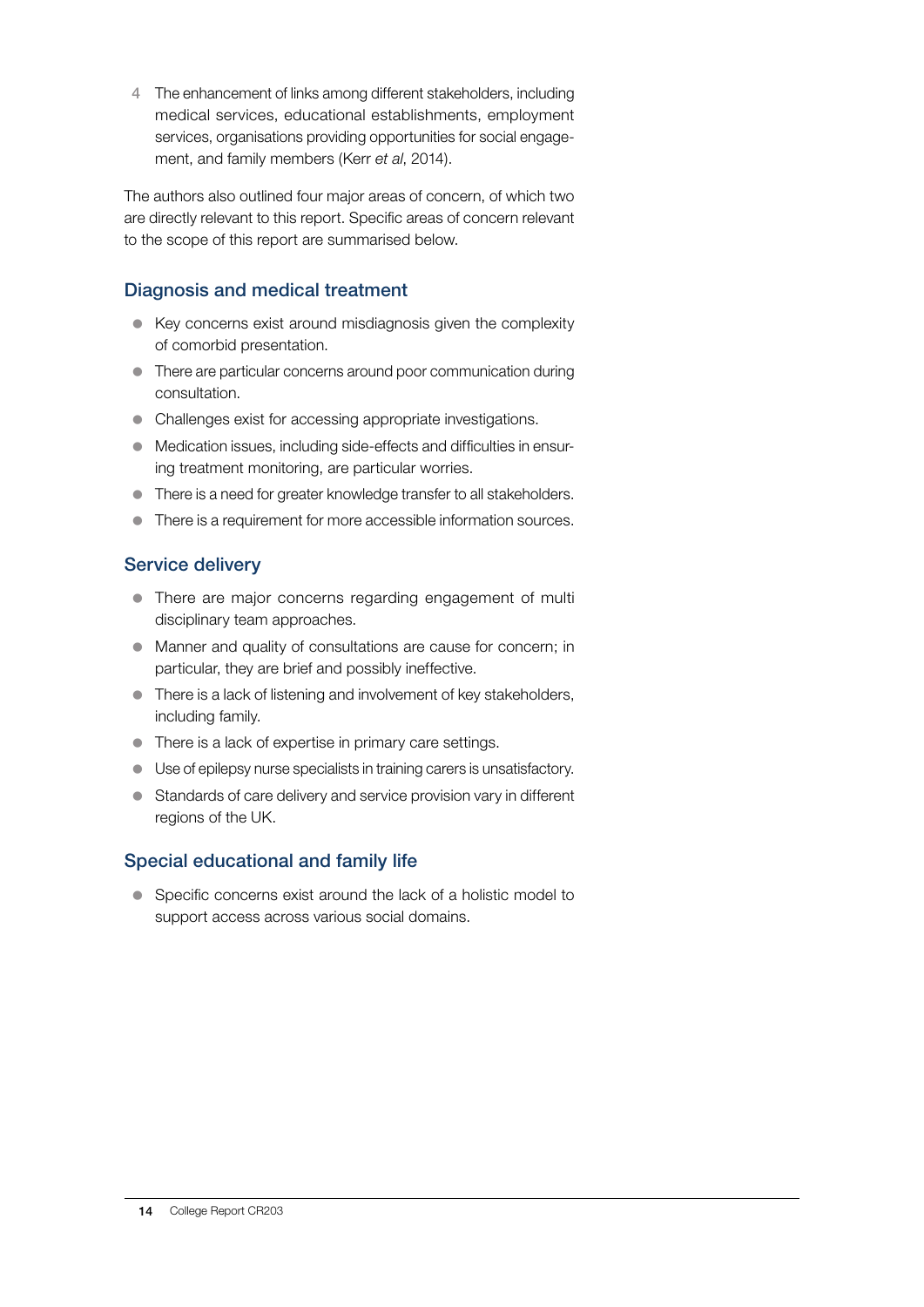4. The enhancement of links among different stakeholders, including medical services, educational establishments, employment services, organisations providing opportunities for social engagement, and family members (Kerr *et al*, 2014).

The authors also outlined four major areas of concern, of which two are directly relevant to this report. Specific areas of concern relevant to the scope of this report are summarised below.

### Diagnosis and medical treatment

- Key concerns exist around misdiagnosis given the complexity of comorbid presentation.
- There are particular concerns around poor communication during consultation.
- Challenges exist for accessing appropriate investigations.
- Medication issues, including side-effects and difficulties in ensuring treatment monitoring, are particular worries.
- There is a need for greater knowledge transfer to all stakeholders.
- There is a requirement for more accessible information sources.

### Service delivery

- There are major concerns regarding engagement of multi disciplinary team approaches.
- Manner and quality of consultations are cause for concern; in particular, they are brief and possibly ineffective.
- There is a lack of listening and involvement of key stakeholders, including family.
- There is a lack of expertise in primary care settings.
- Use of epilepsy nurse specialists in training carers is unsatisfactory.
- Standards of care delivery and service provision vary in different regions of the UK.

### Special educational and family life

- Specific concerns exist around the lack of a holistic model to support access across various social domains.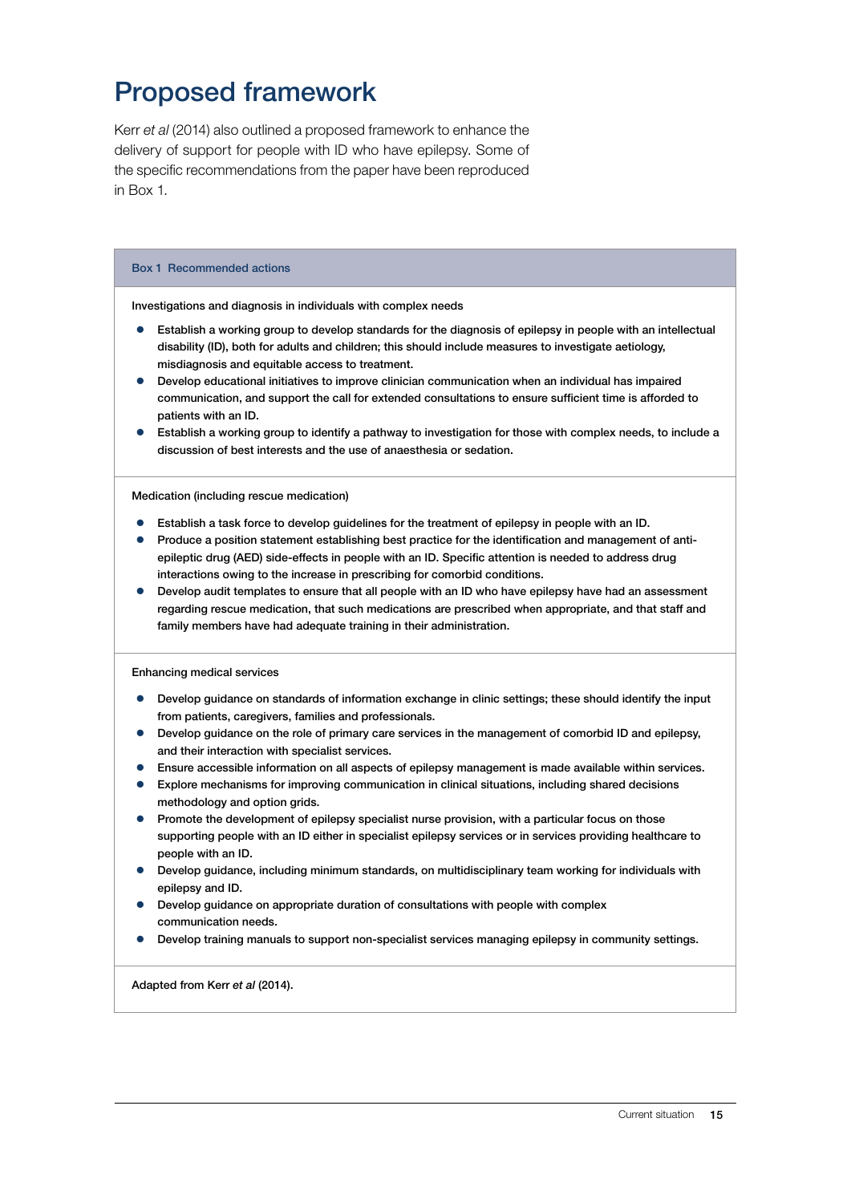# Proposed framework

Kerr *et al* (2014) also outlined a proposed framework to enhance the delivery of support for people with ID who have epilepsy. Some of the specific recommendations from the paper have been reproduced in Box 1.

**Box 1 Recommended actions**

**Investigations and diagnosis in individuals with complex needs**

- Establish a working group to develop standards for the diagnosis of epilepsy in people with an intellectual disability (ID), both for adults and children; this should include measures to investigate aetiology, misdiagnosis and equitable access to treatment.
- Develop educational initiatives to improve clinician communication when an individual has impaired communication, and support the call for extended consultations to ensure sufficient time is afforded to patients with an ID.
- Establish a working group to identify a pathway to investigation for those with complex needs, to include a discussion of best interests and the use of anaesthesia or sedation.

**Medication (including rescue medication)**

- Establish a task force to develop guidelines for the treatment of epilepsy in people with an ID.
- Produce a position statement establishing best practice for the identification and management of anti-epileptic drug (AED) side-effects in people with an ID. Specific attention is needed to address drug interactions owing to the increase in prescribing for comorbid conditions.
- Develop audit templates to ensure that all people with an ID who have epilepsy have had an assessment regarding rescue medication, that such medications are prescribed when appropriate, and that staff and family members have had adequate training in their administration.

**Enhancing medical services**

- Develop guidance on standards of information exchange in clinic settings; these should identify the input from patients, caregivers, families and professionals.
- Develop guidance on the role of primary care services in the management of comorbid ID and epilepsy, and their interaction with specialist services.
- Ensure accessible information on all aspects of epilepsy management is made available within services.
- Explore mechanisms for improving communication in clinical situations, including shared decisions methodology and option grids.
- Promote the development of epilepsy specialist nurse provision, with a particular focus on those supporting people with an ID either in specialist epilepsy services or in services providing healthcare to people with an ID.
- Develop guidance, including minimum standards, on multidisciplinary team working for individuals with epilepsy and ID.
- Develop guidance on appropriate duration of consultations with people with complex communication needs.
- Develop training manuals to support non-specialist services managing epilepsy in community settings.

Adapted from Kerr *et al* (2014).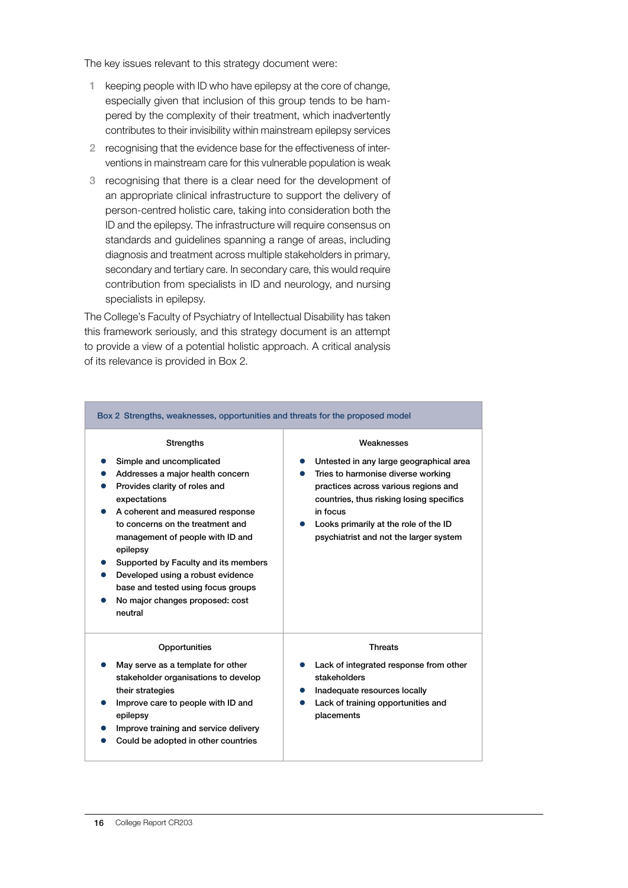The key issues relevant to this strategy document were:

1. keeping people with ID who have epilepsy at the core of change, especially given that inclusion of this group tends to be hampered by the complexity of their treatment, which inadvertently contributes to their invisibility within mainstream epilepsy services
2. recognising that the evidence base for the effectiveness of interventions in mainstream care for this vulnerable population is weak
3. recognising that there is a clear need for the development of an appropriate clinical infrastructure to support the delivery of person-centred holistic care, taking into consideration both the ID and the epilepsy. The infrastructure will require consensus on standards and guidelines spanning a range of areas, including diagnosis and treatment across multiple stakeholders in primary, secondary and tertiary care. In secondary care, this would require contribution from specialists in ID and neurology, and nursing specialists in epilepsy.

The College's Faculty of Psychiatry of Intellectual Disability has taken this framework seriously, and this strategy document is an attempt to provide a view of a potential holistic approach. A critical analysis of its relevance is provided in Box 2.

**Box 2 Strengths, weaknesses, opportunities and threats for the proposed model**

| Strengths | Weaknesses |
|---|---|
| • Simple and uncomplicated<br>• Addresses a major health concern<br>• Provides clarity of roles and expectations<br>• A coherent and measured response to concerns on the treatment and management of people with ID and epilepsy<br>• Supported by Faculty and its members<br>• Developed using a robust evidence base and tested using focus groups<br>• No major changes proposed: cost neutral | • Untested in any large geographical area<br>• Tries to harmonise diverse working practices across various regions and countries, thus risking losing specifics in focus<br>• Looks primarily at the role of the ID psychiatrist and not the larger system |
| **Opportunities** | **Threats** |
| • May serve as a template for other stakeholder organisations to develop their strategies<br>• Improve care to people with ID and epilepsy<br>• Improve training and service delivery<br>• Could be adopted in other countries | • Lack of integrated response from other stakeholders<br>• Inadequate resources locally<br>• Lack of training opportunities and placements |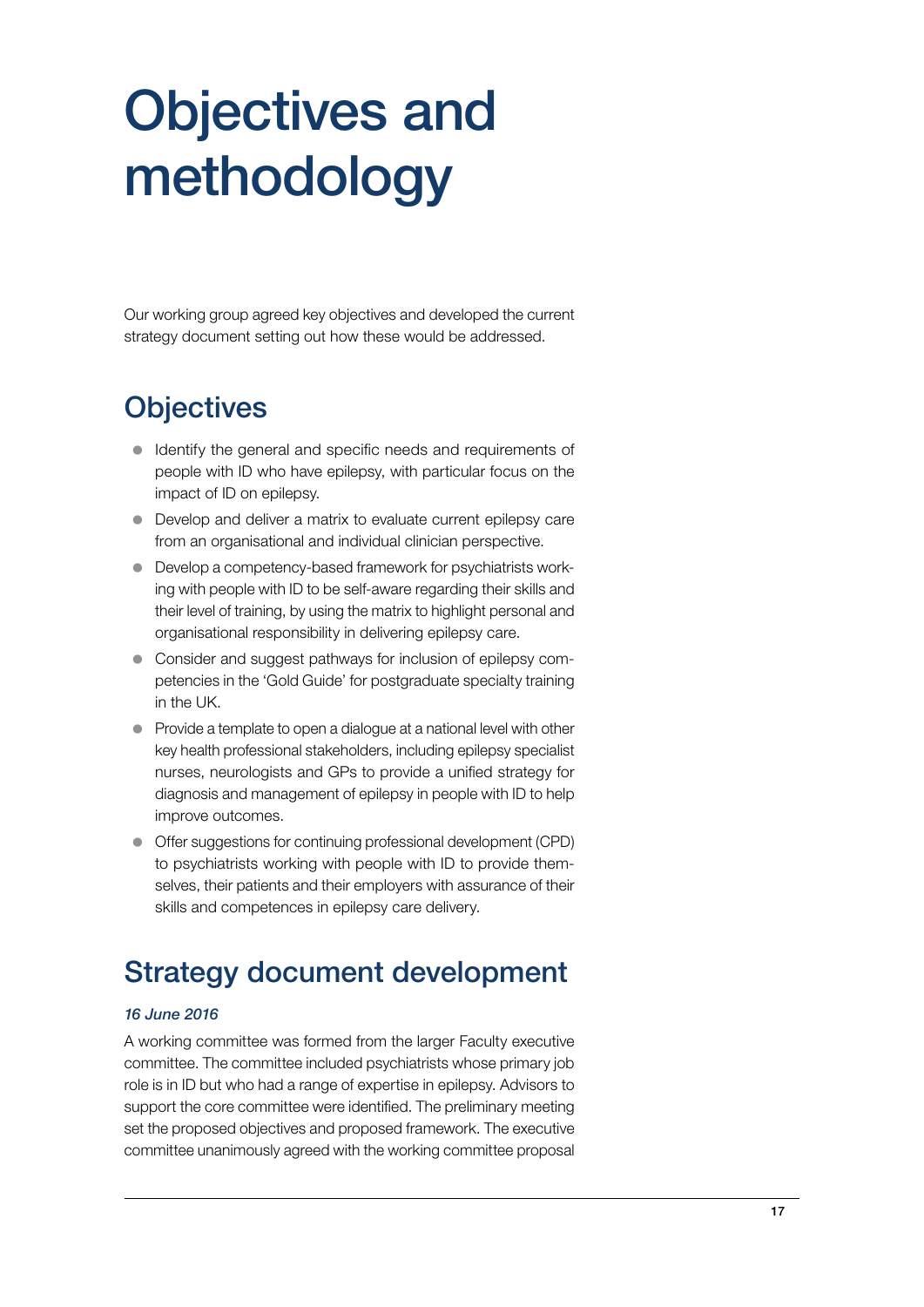# Objectives and methodology

Our working group agreed key objectives and developed the current strategy document setting out how these would be addressed.

## Objectives

- Identify the general and specific needs and requirements of people with ID who have epilepsy, with particular focus on the impact of ID on epilepsy.
- Develop and deliver a matrix to evaluate current epilepsy care from an organisational and individual clinician perspective.
- Develop a competency-based framework for psychiatrists working with people with ID to be self-aware regarding their skills and their level of training, by using the matrix to highlight personal and organisational responsibility in delivering epilepsy care.
- Consider and suggest pathways for inclusion of epilepsy competencies in the 'Gold Guide' for postgraduate specialty training in the UK.
- Provide a template to open a dialogue at a national level with other key health professional stakeholders, including epilepsy specialist nurses, neurologists and GPs to provide a unified strategy for diagnosis and management of epilepsy in people with ID to help improve outcomes.
- Offer suggestions for continuing professional development (CPD) to psychiatrists working with people with ID to provide themselves, their patients and their employers with assurance of their skills and competences in epilepsy care delivery.

## Strategy document development

*16 June 2016*

A working committee was formed from the larger Faculty executive committee. The committee included psychiatrists whose primary job role is in ID but who had a range of expertise in epilepsy. Advisors to support the core committee were identified. The preliminary meeting set the proposed objectives and proposed framework. The executive committee unanimously agreed with the working committee proposal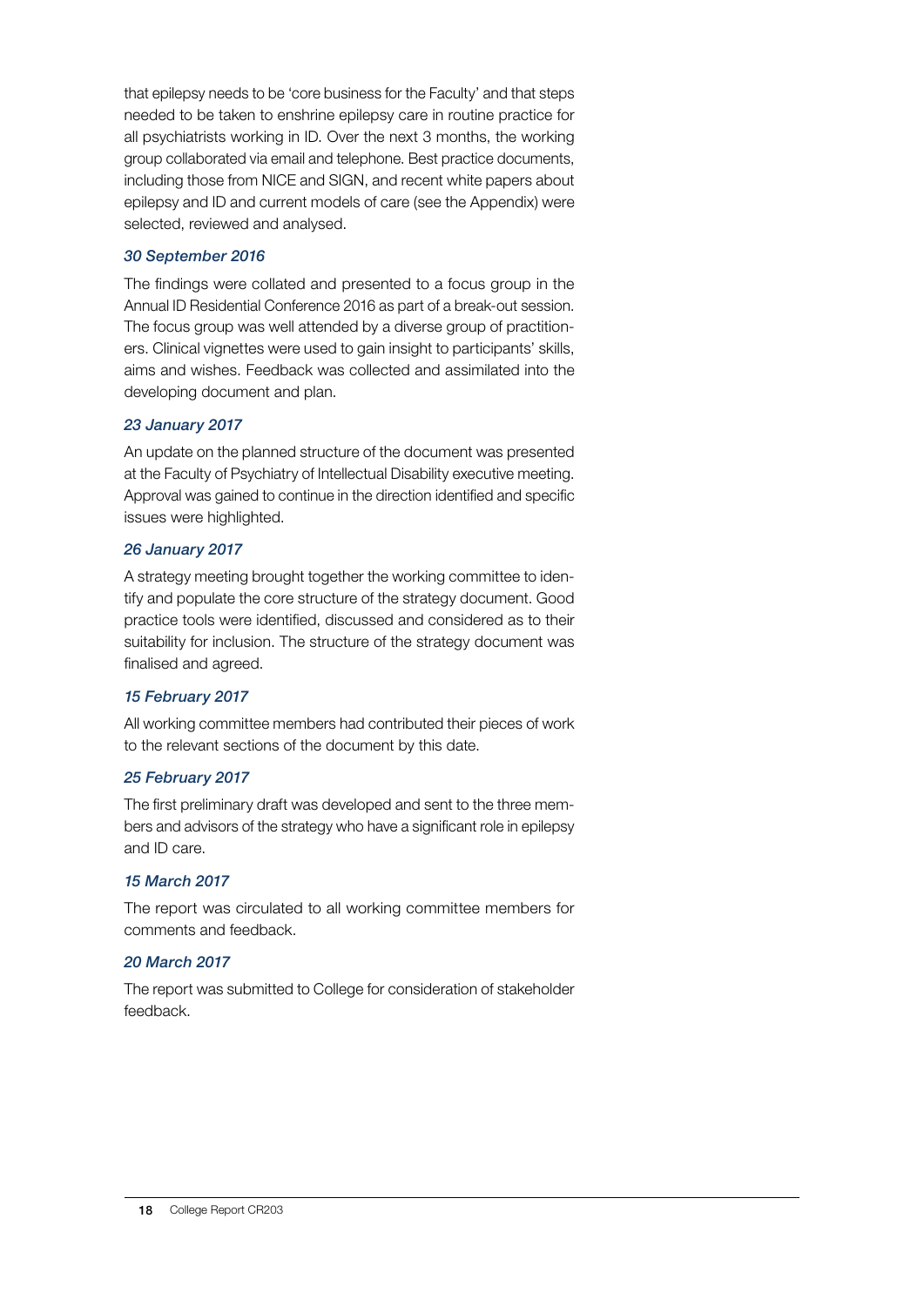that epilepsy needs to be 'core business for the Faculty' and that steps needed to be taken to enshrine epilepsy care in routine practice for all psychiatrists working in ID. Over the next 3 months, the working group collaborated via email and telephone. Best practice documents, including those from NICE and SIGN, and recent white papers about epilepsy and ID and current models of care (see the Appendix) were selected, reviewed and analysed.

*30 September 2016*

The findings were collated and presented to a focus group in the Annual ID Residential Conference 2016 as part of a break-out session. The focus group was well attended by a diverse group of practitioners. Clinical vignettes were used to gain insight to participants' skills, aims and wishes. Feedback was collected and assimilated into the developing document and plan.

*23 January 2017*

An update on the planned structure of the document was presented at the Faculty of Psychiatry of Intellectual Disability executive meeting. Approval was gained to continue in the direction identified and specific issues were highlighted.

*26 January 2017*

A strategy meeting brought together the working committee to identify and populate the core structure of the strategy document. Good practice tools were identified, discussed and considered as to their suitability for inclusion. The structure of the strategy document was finalised and agreed.

*15 February 2017*

All working committee members had contributed their pieces of work to the relevant sections of the document by this date.

*25 February 2017*

The first preliminary draft was developed and sent to the three members and advisors of the strategy who have a significant role in epilepsy and ID care.

*15 March 2017*

The report was circulated to all working committee members for comments and feedback.

*20 March 2017*

The report was submitted to College for consideration of stakeholder feedback.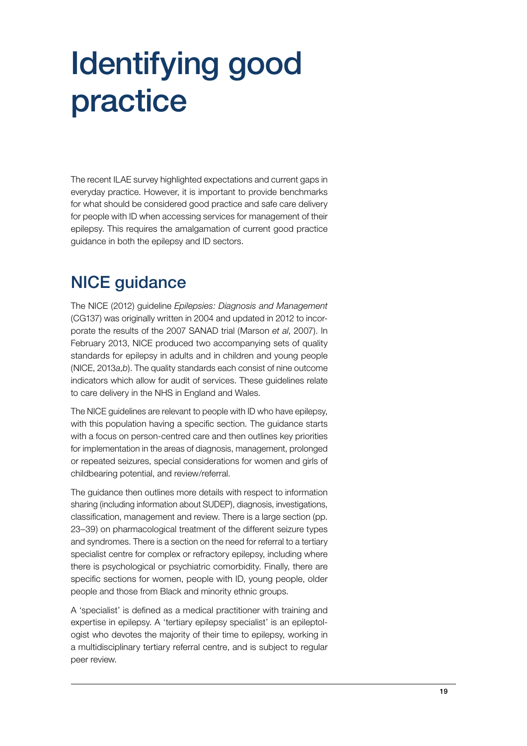# Identifying good practice

The recent ILAE survey highlighted expectations and current gaps in everyday practice. However, it is important to provide benchmarks for what should be considered good practice and safe care delivery for people with ID when accessing services for management of their epilepsy. This requires the amalgamation of current good practice guidance in both the epilepsy and ID sectors.

## NICE guidance

The NICE (2012) guideline *Epilepsies: Diagnosis and Management* (CG137) was originally written in 2004 and updated in 2012 to incorporate the results of the 2007 SANAD trial (Marson *et al*, 2007). In February 2013, NICE produced two accompanying sets of quality standards for epilepsy in adults and in children and young people (NICE, 2013*a*,*b*). The quality standards each consist of nine outcome indicators which allow for audit of services. These guidelines relate to care delivery in the NHS in England and Wales.

The NICE guidelines are relevant to people with ID who have epilepsy, with this population having a specific section. The guidance starts with a focus on person-centred care and then outlines key priorities for implementation in the areas of diagnosis, management, prolonged or repeated seizures, special considerations for women and girls of childbearing potential, and review/referral.

The guidance then outlines more details with respect to information sharing (including information about SUDEP), diagnosis, investigations, classification, management and review. There is a large section (pp. 23–39) on pharmacological treatment of the different seizure types and syndromes. There is a section on the need for referral to a tertiary specialist centre for complex or refractory epilepsy, including where there is psychological or psychiatric comorbidity. Finally, there are specific sections for women, people with ID, young people, older people and those from Black and minority ethnic groups.

A 'specialist' is defined as a medical practitioner with training and expertise in epilepsy. A 'tertiary epilepsy specialist' is an epileptologist who devotes the majority of their time to epilepsy, working in a multidisciplinary tertiary referral centre, and is subject to regular peer review.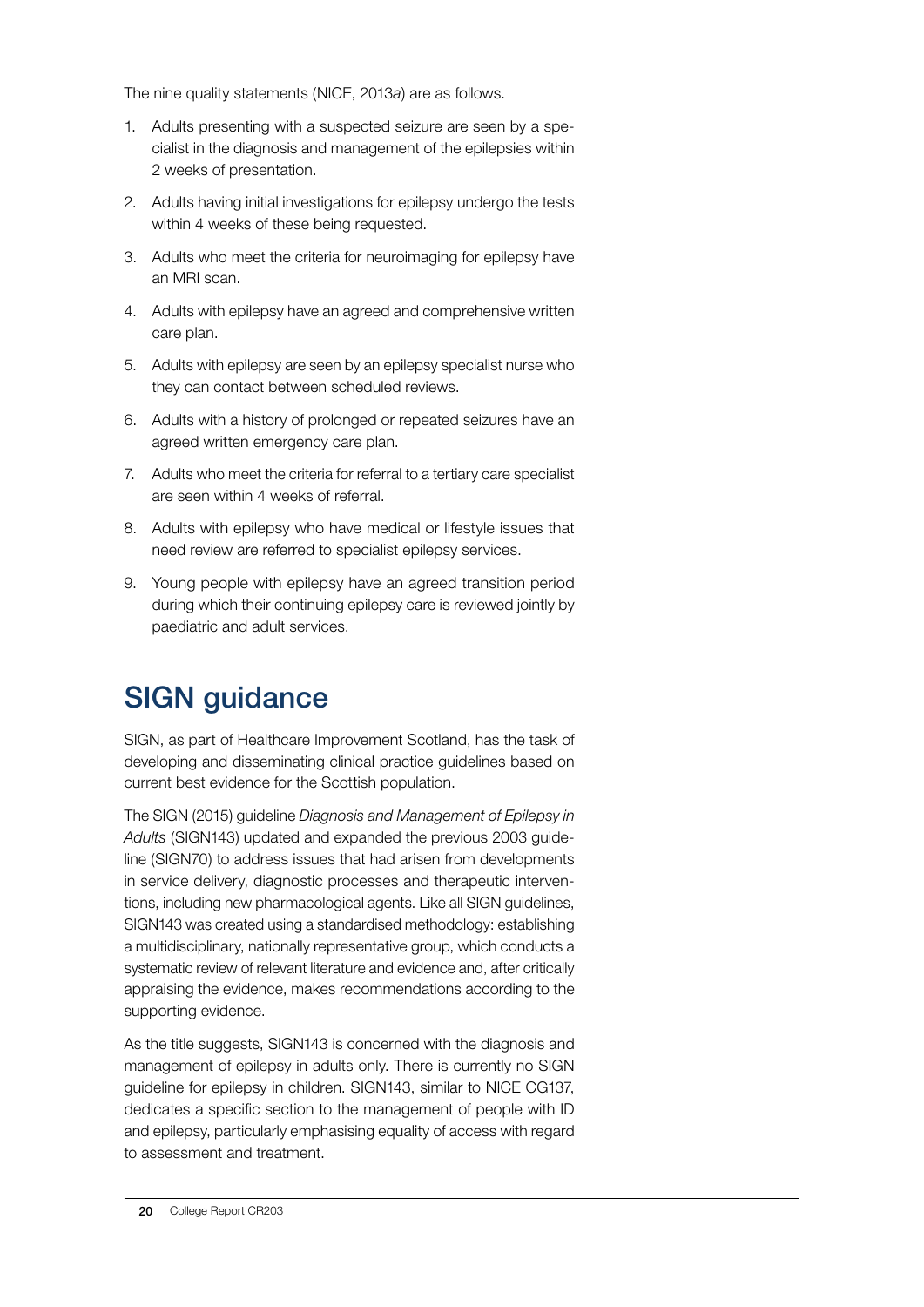The nine quality statements (NICE, 2013*a*) are as follows.

1. Adults presenting with a suspected seizure are seen by a specialist in the diagnosis and management of the epilepsies within 2 weeks of presentation.
2. Adults having initial investigations for epilepsy undergo the tests within 4 weeks of these being requested.
3. Adults who meet the criteria for neuroimaging for epilepsy have an MRI scan.
4. Adults with epilepsy have an agreed and comprehensive written care plan.
5. Adults with epilepsy are seen by an epilepsy specialist nurse who they can contact between scheduled reviews.
6. Adults with a history of prolonged or repeated seizures have an agreed written emergency care plan.
7. Adults who meet the criteria for referral to a tertiary care specialist are seen within 4 weeks of referral.
8. Adults with epilepsy who have medical or lifestyle issues that need review are referred to specialist epilepsy services.
9. Young people with epilepsy have an agreed transition period during which their continuing epilepsy care is reviewed jointly by paediatric and adult services.

## SIGN guidance

SIGN, as part of Healthcare Improvement Scotland, has the task of developing and disseminating clinical practice guidelines based on current best evidence for the Scottish population.

The SIGN (2015) guideline *Diagnosis and Management of Epilepsy in Adults* (SIGN143) updated and expanded the previous 2003 guideline (SIGN70) to address issues that had arisen from developments in service delivery, diagnostic processes and therapeutic interventions, including new pharmacological agents. Like all SIGN guidelines, SIGN143 was created using a standardised methodology: establishing a multidisciplinary, nationally representative group, which conducts a systematic review of relevant literature and evidence and, after critically appraising the evidence, makes recommendations according to the supporting evidence.

As the title suggests, SIGN143 is concerned with the diagnosis and management of epilepsy in adults only. There is currently no SIGN guideline for epilepsy in children. SIGN143, similar to NICE CG137, dedicates a specific section to the management of people with ID and epilepsy, particularly emphasising equality of access with regard to assessment and treatment.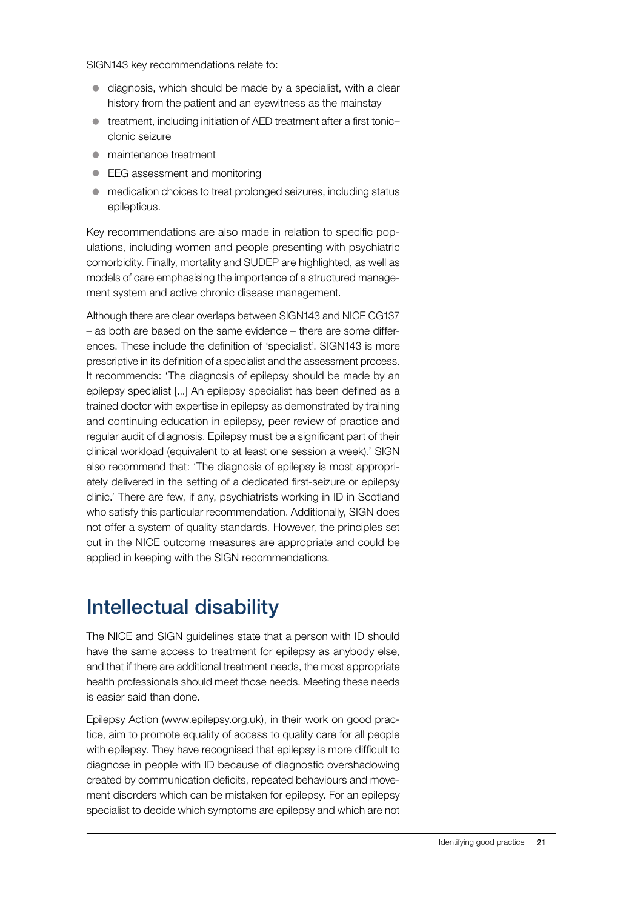SIGN143 key recommendations relate to:

- diagnosis, which should be made by a specialist, with a clear history from the patient and an eyewitness as the mainstay
- treatment, including initiation of AED treatment after a first tonic–clonic seizure
- maintenance treatment
- EEG assessment and monitoring
- medication choices to treat prolonged seizures, including status epilepticus.

Key recommendations are also made in relation to specific populations, including women and people presenting with psychiatric comorbidity. Finally, mortality and SUDEP are highlighted, as well as models of care emphasising the importance of a structured management system and active chronic disease management.

Although there are clear overlaps between SIGN143 and NICE CG137 – as both are based on the same evidence – there are some differences. These include the definition of 'specialist'. SIGN143 is more prescriptive in its definition of a specialist and the assessment process. It recommends: 'The diagnosis of epilepsy should be made by an epilepsy specialist [...] An epilepsy specialist has been defined as a trained doctor with expertise in epilepsy as demonstrated by training and continuing education in epilepsy, peer review of practice and regular audit of diagnosis. Epilepsy must be a significant part of their clinical workload (equivalent to at least one session a week).' SIGN also recommend that: 'The diagnosis of epilepsy is most appropriately delivered in the setting of a dedicated first-seizure or epilepsy clinic.' There are few, if any, psychiatrists working in ID in Scotland who satisfy this particular recommendation. Additionally, SIGN does not offer a system of quality standards. However, the principles set out in the NICE outcome measures are appropriate and could be applied in keeping with the SIGN recommendations.

## Intellectual disability

The NICE and SIGN guidelines state that a person with ID should have the same access to treatment for epilepsy as anybody else, and that if there are additional treatment needs, the most appropriate health professionals should meet those needs. Meeting these needs is easier said than done.

Epilepsy Action (www.epilepsy.org.uk), in their work on good practice, aim to promote equality of access to quality care for all people with epilepsy. They have recognised that epilepsy is more difficult to diagnose in people with ID because of diagnostic overshadowing created by communication deficits, repeated behaviours and movement disorders which can be mistaken for epilepsy. For an epilepsy specialist to decide which symptoms are epilepsy and which are not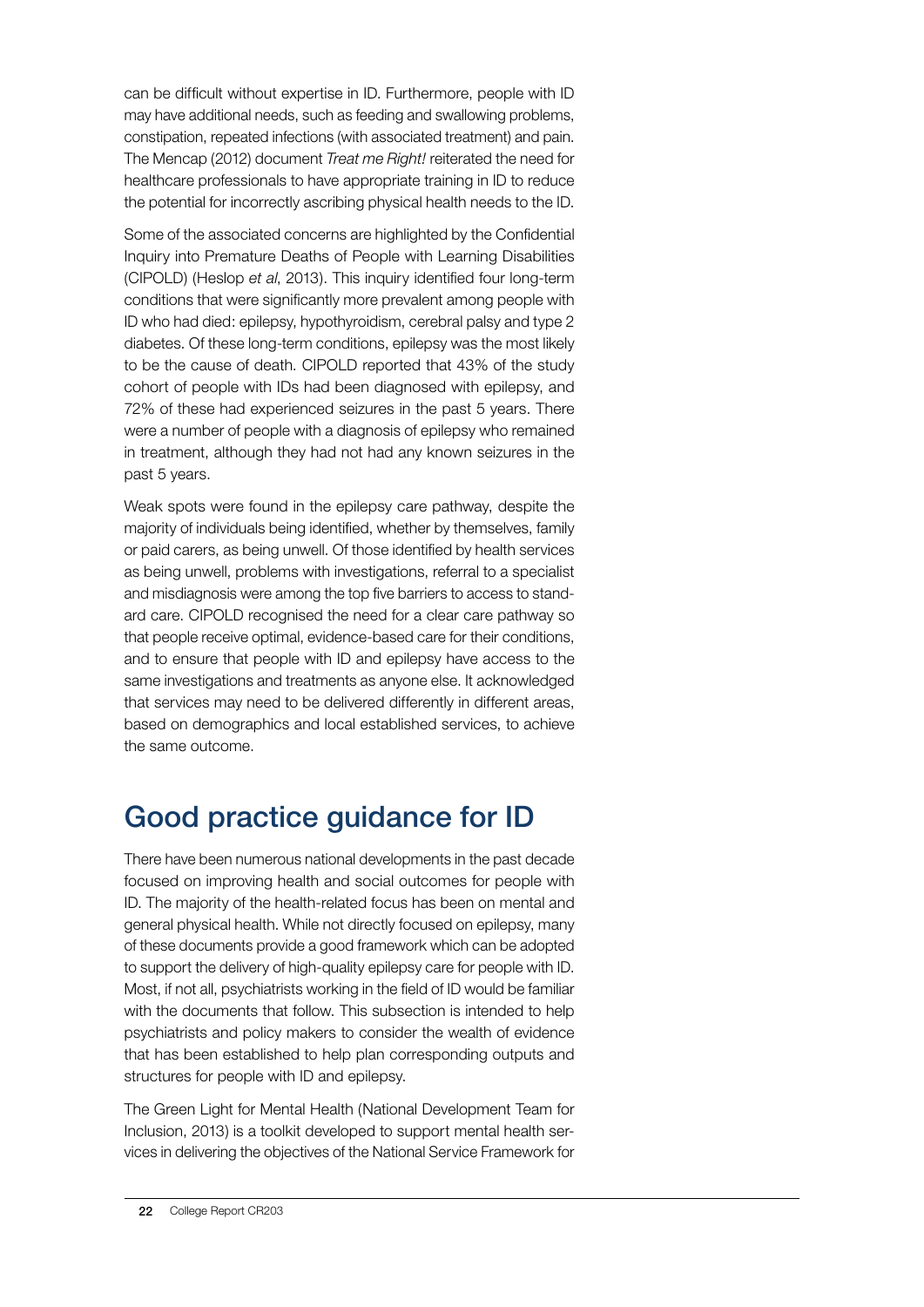can be difficult without expertise in ID. Furthermore, people with ID may have additional needs, such as feeding and swallowing problems, constipation, repeated infections (with associated treatment) and pain. The Mencap (2012) document *Treat me Right!* reiterated the need for healthcare professionals to have appropriate training in ID to reduce the potential for incorrectly ascribing physical health needs to the ID.

Some of the associated concerns are highlighted by the Confidential Inquiry into Premature Deaths of People with Learning Disabilities (CIPOLD) (Heslop *et al*, 2013). This inquiry identified four long-term conditions that were significantly more prevalent among people with ID who had died: epilepsy, hypothyroidism, cerebral palsy and type 2 diabetes. Of these long-term conditions, epilepsy was the most likely to be the cause of death. CIPOLD reported that 43% of the study cohort of people with IDs had been diagnosed with epilepsy, and 72% of these had experienced seizures in the past 5 years. There were a number of people with a diagnosis of epilepsy who remained in treatment, although they had not had any known seizures in the past 5 years.

Weak spots were found in the epilepsy care pathway, despite the majority of individuals being identified, whether by themselves, family or paid carers, as being unwell. Of those identified by health services as being unwell, problems with investigations, referral to a specialist and misdiagnosis were among the top five barriers to access to standard care. CIPOLD recognised the need for a clear care pathway so that people receive optimal, evidence-based care for their conditions, and to ensure that people with ID and epilepsy have access to the same investigations and treatments as anyone else. It acknowledged that services may need to be delivered differently in different areas, based on demographics and local established services, to achieve the same outcome.

## Good practice guidance for ID

There have been numerous national developments in the past decade focused on improving health and social outcomes for people with ID. The majority of the health-related focus has been on mental and general physical health. While not directly focused on epilepsy, many of these documents provide a good framework which can be adopted to support the delivery of high-quality epilepsy care for people with ID. Most, if not all, psychiatrists working in the field of ID would be familiar with the documents that follow. This subsection is intended to help psychiatrists and policy makers to consider the wealth of evidence that has been established to help plan corresponding outputs and structures for people with ID and epilepsy.

The Green Light for Mental Health (National Development Team for Inclusion, 2013) is a toolkit developed to support mental health services in delivering the objectives of the National Service Framework for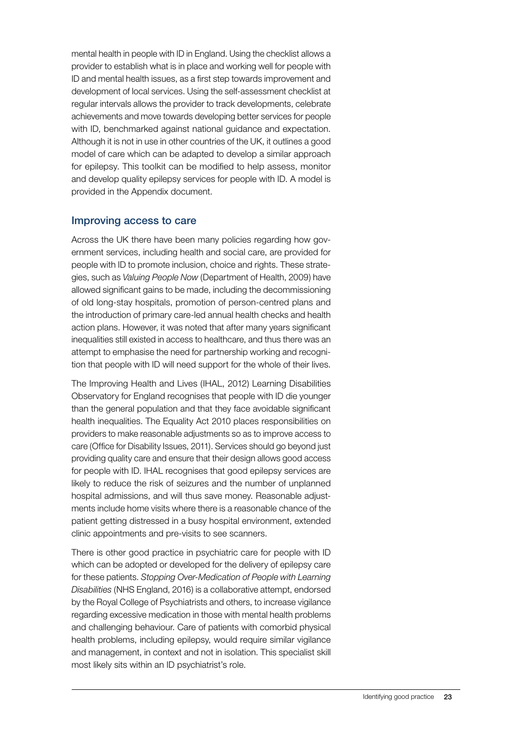mental health in people with ID in England. Using the checklist allows a provider to establish what is in place and working well for people with ID and mental health issues, as a first step towards improvement and development of local services. Using the self-assessment checklist at regular intervals allows the provider to track developments, celebrate achievements and move towards developing better services for people with ID, benchmarked against national guidance and expectation. Although it is not in use in other countries of the UK, it outlines a good model of care which can be adapted to develop a similar approach for epilepsy. This toolkit can be modified to help assess, monitor and develop quality epilepsy services for people with ID. A model is provided in the Appendix document.

## Improving access to care

Across the UK there have been many policies regarding how government services, including health and social care, are provided for people with ID to promote inclusion, choice and rights. These strategies, such as *Valuing People Now* (Department of Health, 2009) have allowed significant gains to be made, including the decommissioning of old long-stay hospitals, promotion of person-centred plans and the introduction of primary care-led annual health checks and health action plans. However, it was noted that after many years significant inequalities still existed in access to healthcare, and thus there was an attempt to emphasise the need for partnership working and recognition that people with ID will need support for the whole of their lives.

The Improving Health and Lives (IHAL, 2012) Learning Disabilities Observatory for England recognises that people with ID die younger than the general population and that they face avoidable significant health inequalities. The Equality Act 2010 places responsibilities on providers to make reasonable adjustments so as to improve access to care (Office for Disability Issues, 2011). Services should go beyond just providing quality care and ensure that their design allows good access for people with ID. IHAL recognises that good epilepsy services are likely to reduce the risk of seizures and the number of unplanned hospital admissions, and will thus save money. Reasonable adjustments include home visits where there is a reasonable chance of the patient getting distressed in a busy hospital environment, extended clinic appointments and pre-visits to see scanners.

There is other good practice in psychiatric care for people with ID which can be adopted or developed for the delivery of epilepsy care for these patients. *Stopping Over-Medication of People with Learning Disabilities* (NHS England, 2016) is a collaborative attempt, endorsed by the Royal College of Psychiatrists and others, to increase vigilance regarding excessive medication in those with mental health problems and challenging behaviour. Care of patients with comorbid physical health problems, including epilepsy, would require similar vigilance and management, in context and not in isolation. This specialist skill most likely sits within an ID psychiatrist's role.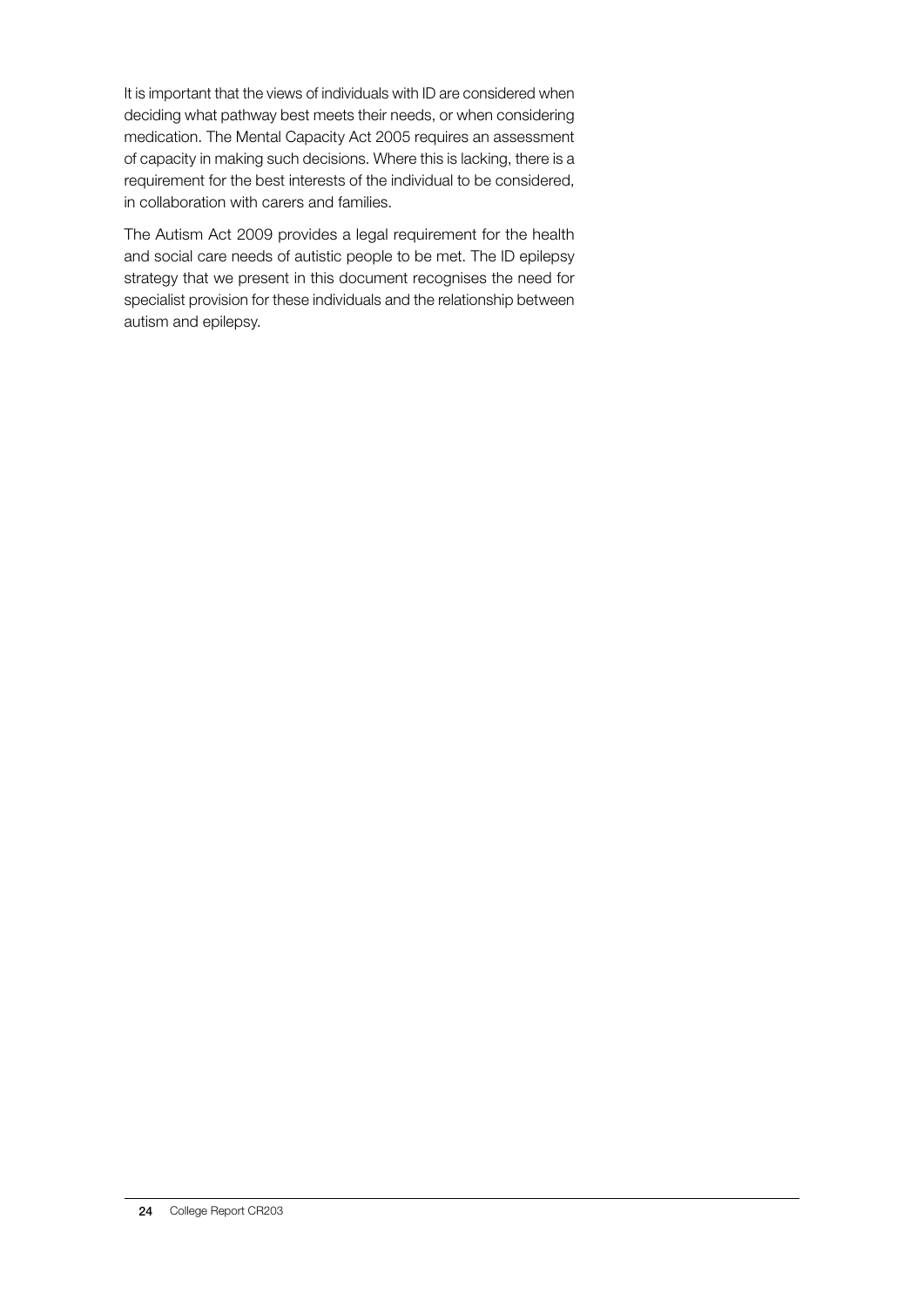It is important that the views of individuals with ID are considered when deciding what pathway best meets their needs, or when considering medication. The Mental Capacity Act 2005 requires an assessment of capacity in making such decisions. Where this is lacking, there is a requirement for the best interests of the individual to be considered, in collaboration with carers and families.

The Autism Act 2009 provides a legal requirement for the health and social care needs of autistic people to be met. The ID epilepsy strategy that we present in this document recognises the need for specialist provision for these individuals and the relationship between autism and epilepsy.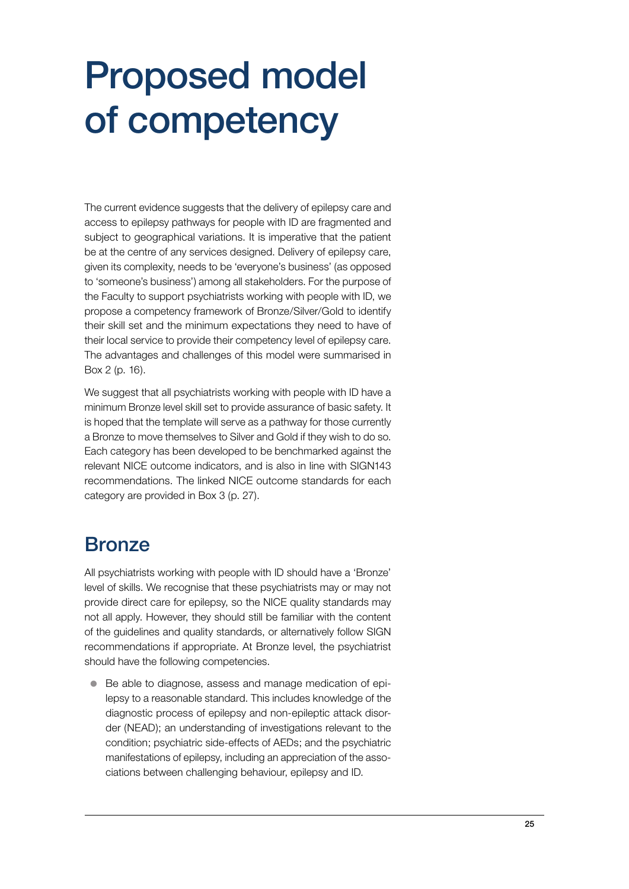# Proposed model of competency

The current evidence suggests that the delivery of epilepsy care and access to epilepsy pathways for people with ID are fragmented and subject to geographical variations. It is imperative that the patient be at the centre of any services designed. Delivery of epilepsy care, given its complexity, needs to be 'everyone's business' (as opposed to 'someone's business') among all stakeholders. For the purpose of the Faculty to support psychiatrists working with people with ID, we propose a competency framework of Bronze/Silver/Gold to identify their skill set and the minimum expectations they need to have of their local service to provide their competency level of epilepsy care. The advantages and challenges of this model were summarised in Box 2 (p. 16).

We suggest that all psychiatrists working with people with ID have a minimum Bronze level skill set to provide assurance of basic safety. It is hoped that the template will serve as a pathway for those currently a Bronze to move themselves to Silver and Gold if they wish to do so. Each category has been developed to be benchmarked against the relevant NICE outcome indicators, and is also in line with SIGN143 recommendations. The linked NICE outcome standards for each category are provided in Box 3 (p. 27).

## Bronze

All psychiatrists working with people with ID should have a 'Bronze' level of skills. We recognise that these psychiatrists may or may not provide direct care for epilepsy, so the NICE quality standards may not all apply. However, they should still be familiar with the content of the guidelines and quality standards, or alternatively follow SIGN recommendations if appropriate. At Bronze level, the psychiatrist should have the following competencies.

- Be able to diagnose, assess and manage medication of epilepsy to a reasonable standard. This includes knowledge of the diagnostic process of epilepsy and non-epileptic attack disorder (NEAD); an understanding of investigations relevant to the condition; psychiatric side-effects of AEDs; and the psychiatric manifestations of epilepsy, including an appreciation of the associations between challenging behaviour, epilepsy and ID.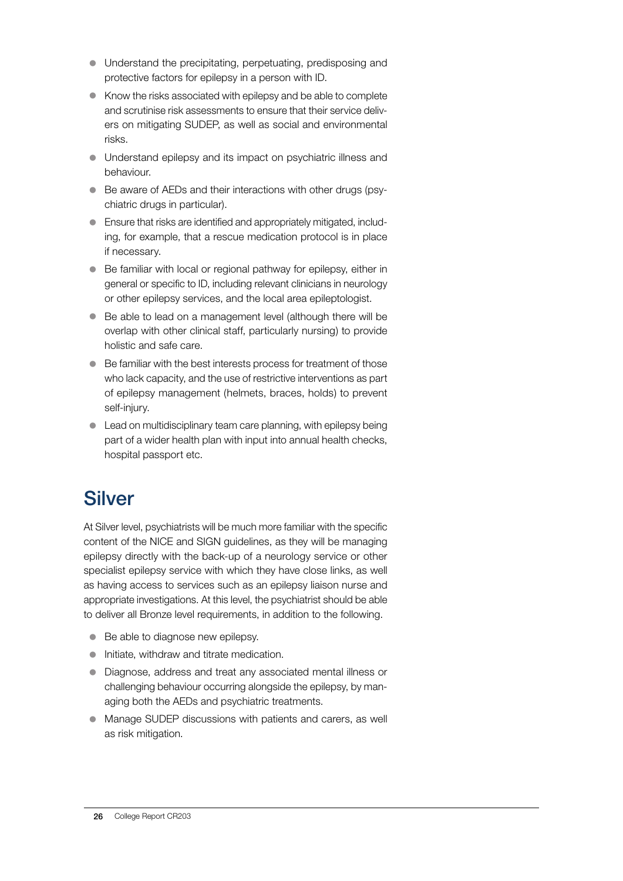- Understand the precipitating, perpetuating, predisposing and protective factors for epilepsy in a person with ID.
- Know the risks associated with epilepsy and be able to complete and scrutinise risk assessments to ensure that their service delivers on mitigating SUDEP, as well as social and environmental risks.
- Understand epilepsy and its impact on psychiatric illness and behaviour.
- Be aware of AEDs and their interactions with other drugs (psychiatric drugs in particular).
- Ensure that risks are identified and appropriately mitigated, including, for example, that a rescue medication protocol is in place if necessary.
- Be familiar with local or regional pathway for epilepsy, either in general or specific to ID, including relevant clinicians in neurology or other epilepsy services, and the local area epileptologist.
- Be able to lead on a management level (although there will be overlap with other clinical staff, particularly nursing) to provide holistic and safe care.
- Be familiar with the best interests process for treatment of those who lack capacity, and the use of restrictive interventions as part of epilepsy management (helmets, braces, holds) to prevent self-injury.
- Lead on multidisciplinary team care planning, with epilepsy being part of a wider health plan with input into annual health checks, hospital passport etc.

## Silver

At Silver level, psychiatrists will be much more familiar with the specific content of the NICE and SIGN guidelines, as they will be managing epilepsy directly with the back-up of a neurology service or other specialist epilepsy service with which they have close links, as well as having access to services such as an epilepsy liaison nurse and appropriate investigations. At this level, the psychiatrist should be able to deliver all Bronze level requirements, in addition to the following.

- Be able to diagnose new epilepsy.
- Initiate, withdraw and titrate medication.
- Diagnose, address and treat any associated mental illness or challenging behaviour occurring alongside the epilepsy, by managing both the AEDs and psychiatric treatments.
- Manage SUDEP discussions with patients and carers, as well as risk mitigation.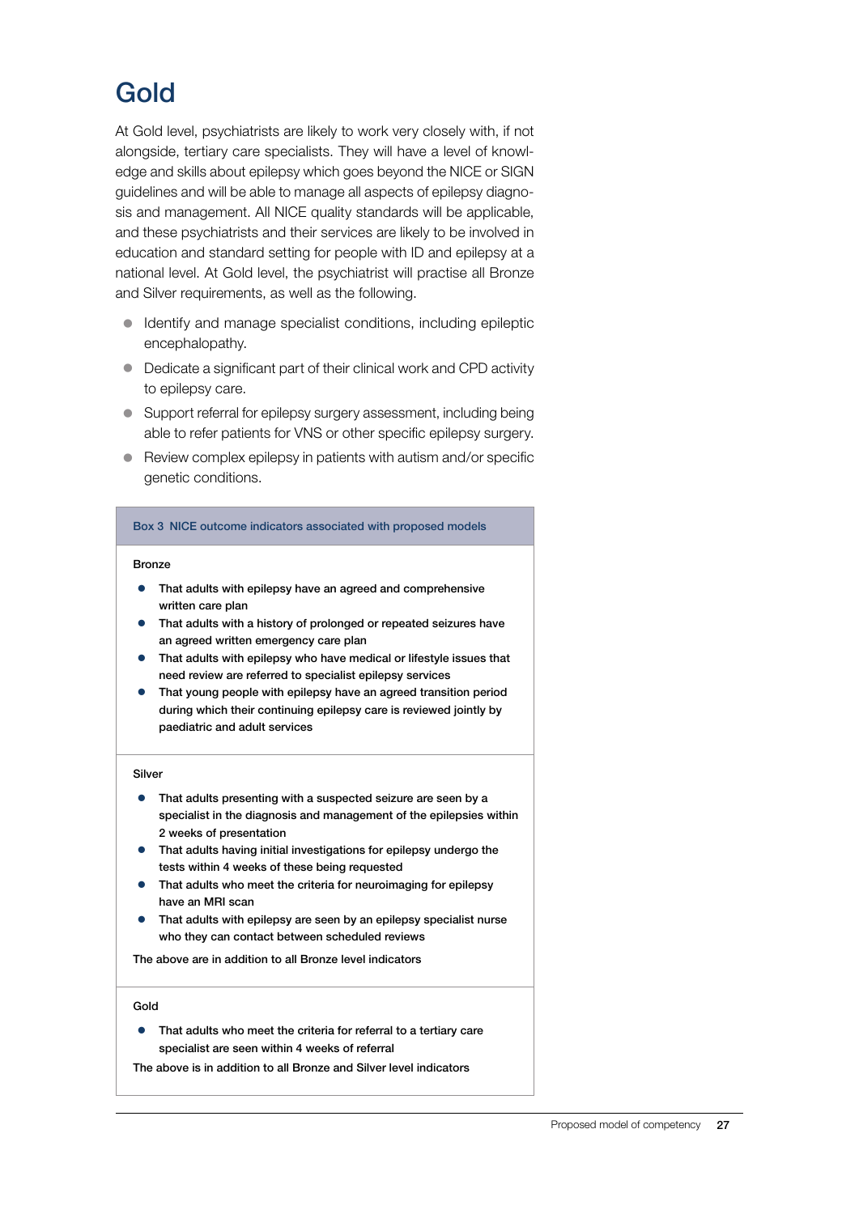# Gold

At Gold level, psychiatrists are likely to work very closely with, if not alongside, tertiary care specialists. They will have a level of knowledge and skills about epilepsy which goes beyond the NICE or SIGN guidelines and will be able to manage all aspects of epilepsy diagnosis and management. All NICE quality standards will be applicable, and these psychiatrists and their services are likely to be involved in education and standard setting for people with ID and epilepsy at a national level. At Gold level, the psychiatrist will practise all Bronze and Silver requirements, as well as the following.

- Identify and manage specialist conditions, including epileptic encephalopathy.
- Dedicate a significant part of their clinical work and CPD activity to epilepsy care.
- Support referral for epilepsy surgery assessment, including being able to refer patients for VNS or other specific epilepsy surgery.
- Review complex epilepsy in patients with autism and/or specific genetic conditions.

**Box 3 NICE outcome indicators associated with proposed models**

**Bronze**

- That adults with epilepsy have an agreed and comprehensive written care plan
- That adults with a history of prolonged or repeated seizures have an agreed written emergency care plan
- That adults with epilepsy who have medical or lifestyle issues that need review are referred to specialist epilepsy services
- That young people with epilepsy have an agreed transition period during which their continuing epilepsy care is reviewed jointly by paediatric and adult services

**Silver**

- That adults presenting with a suspected seizure are seen by a specialist in the diagnosis and management of the epilepsies within 2 weeks of presentation
- That adults having initial investigations for epilepsy undergo the tests within 4 weeks of these being requested
- That adults who meet the criteria for neuroimaging for epilepsy have an MRI scan
- That adults with epilepsy are seen by an epilepsy specialist nurse who they can contact between scheduled reviews

The above are in addition to all Bronze level indicators

**Gold**

- That adults who meet the criteria for referral to a tertiary care specialist are seen within 4 weeks of referral

The above is in addition to all Bronze and Silver level indicators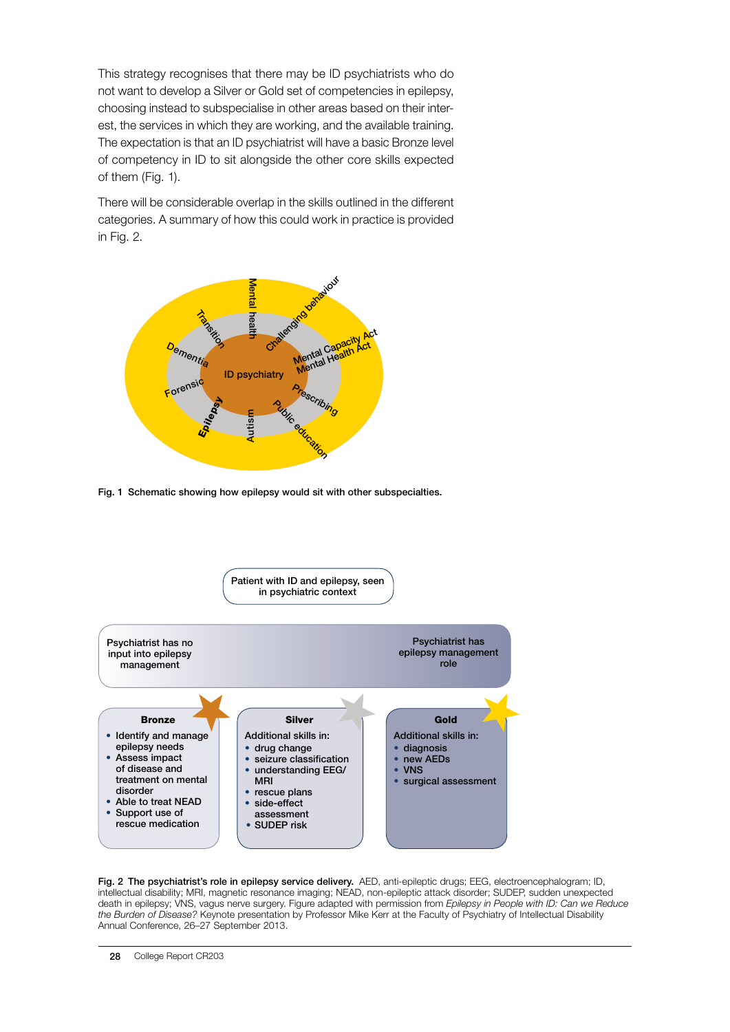This strategy recognises that there may be ID psychiatrists who do not want to develop a Silver or Gold set of competencies in epilepsy, choosing instead to subspecialise in other areas based on their interest, the services in which they are working, and the available training. The expectation is that an ID psychiatrist will have a basic Bronze level of competency in ID to sit alongside the other core skills expected of them (Fig. 1).

There will be considerable overlap in the skills outlined in the different categories. A summary of how this could work in practice is provided in Fig. 2.

ID psychiatry

Mental health · Challenging behaviour · Mental Capacity Act · Mental Health Act · Prescribing · Public education · Autism · Epilepsy · Forensic · Dementia · Transition

**Fig. 1 Schematic showing how epilepsy would sit with other subspecialties.**

Patient with ID and epilepsy, seen in psychiatric context

Psychiatrist has no input into epilepsy management → Psychiatrist has epilepsy management role

**Bronze**

- Identify and manage epilepsy needs
- Assess impact of disease and treatment on mental disorder
- Able to treat NEAD
- Support use of rescue medication

**Silver**

Additional skills in:

- drug change
- seizure classification
- understanding EEG/MRI
- rescue plans
- side-effect assessment
- SUDEP risk

**Gold**

Additional skills in:

- diagnosis
- new AEDs
- VNS
- surgical assessment

**Fig. 2 The psychiatrist's role in epilepsy service delivery.** AED, anti-epileptic drugs; EEG, electroencephalogram; ID, intellectual disability; MRI, magnetic resonance imaging; NEAD, non-epileptic attack disorder; SUDEP, sudden unexpected death in epilepsy; VNS, vagus nerve surgery. Figure adapted with permission from *Epilepsy in People with ID: Can we Reduce the Burden of Disease?* Keynote presentation by Professor Mike Kerr at the Faculty of Psychiatry of Intellectual Disability Annual Conference, 26–27 September 2013.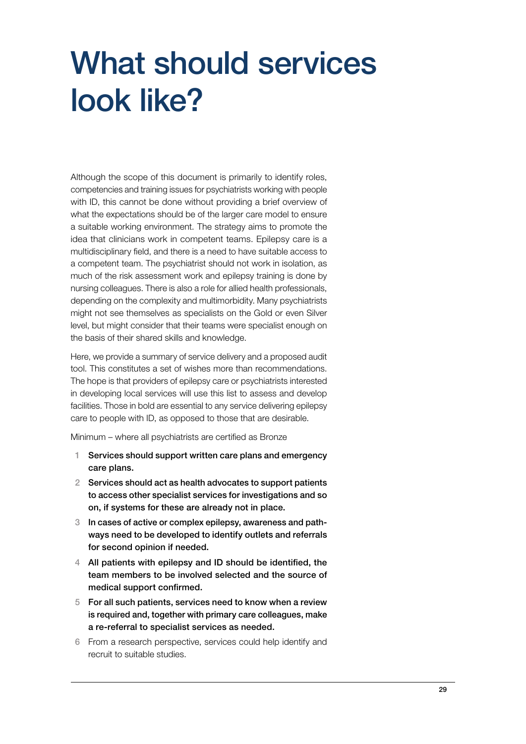# What should services look like?

Although the scope of this document is primarily to identify roles, competencies and training issues for psychiatrists working with people with ID, this cannot be done without providing a brief overview of what the expectations should be of the larger care model to ensure a suitable working environment. The strategy aims to promote the idea that clinicians work in competent teams. Epilepsy care is a multidisciplinary field, and there is a need to have suitable access to a competent team. The psychiatrist should not work in isolation, as much of the risk assessment work and epilepsy training is done by nursing colleagues. There is also a role for allied health professionals, depending on the complexity and multimorbidity. Many psychiatrists might not see themselves as specialists on the Gold or even Silver level, but might consider that their teams were specialist enough on the basis of their shared skills and knowledge.

Here, we provide a summary of service delivery and a proposed audit tool. This constitutes a set of wishes more than recommendations. The hope is that providers of epilepsy care or psychiatrists interested in developing local services will use this list to assess and develop facilities. Those in bold are essential to any service delivering epilepsy care to people with ID, as opposed to those that are desirable.

Minimum – where all psychiatrists are certified as Bronze

1. **Services should support written care plans and emergency care plans.**
2. **Services should act as health advocates to support patients to access other specialist services for investigations and so on, if systems for these are already not in place.**
3. **In cases of active or complex epilepsy, awareness and pathways need to be developed to identify outlets and referrals for second opinion if needed.**
4. **All patients with epilepsy and ID should be identified, the team members to be involved selected and the source of medical support confirmed.**
5. **For all such patients, services need to know when a review is required and, together with primary care colleagues, make a re-referral to specialist services as needed.**
6. From a research perspective, services could help identify and recruit to suitable studies.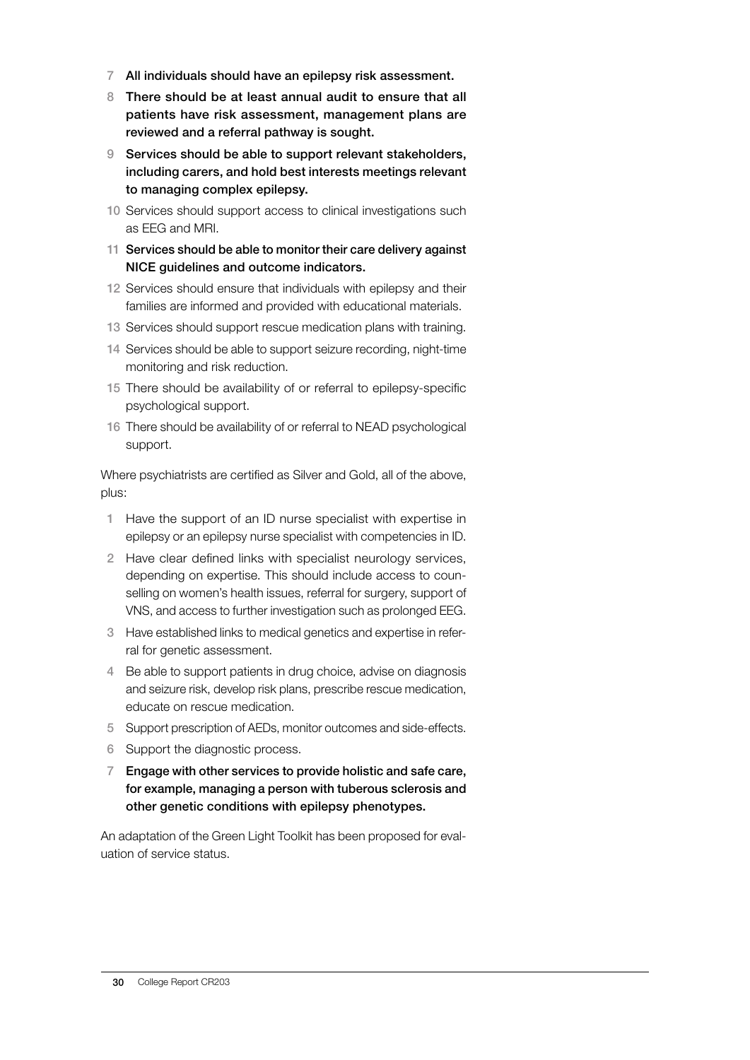7. **All individuals should have an epilepsy risk assessment.**
8. **There should be at least annual audit to ensure that all patients have risk assessment, management plans are reviewed and a referral pathway is sought.**
9. **Services should be able to support relevant stakeholders, including carers, and hold best interests meetings relevant to managing complex epilepsy.**
10. Services should support access to clinical investigations such as EEG and MRI.
11. **Services should be able to monitor their care delivery against NICE guidelines and outcome indicators.**
12. Services should ensure that individuals with epilepsy and their families are informed and provided with educational materials.
13. Services should support rescue medication plans with training.
14. Services should be able to support seizure recording, night-time monitoring and risk reduction.
15. There should be availability of or referral to epilepsy-specific psychological support.
16. There should be availability of or referral to NEAD psychological support.

Where psychiatrists are certified as Silver and Gold, all of the above, plus:

1. Have the support of an ID nurse specialist with expertise in epilepsy or an epilepsy nurse specialist with competencies in ID.
2. Have clear defined links with specialist neurology services, depending on expertise. This should include access to counselling on women's health issues, referral for surgery, support of VNS, and access to further investigation such as prolonged EEG.
3. Have established links to medical genetics and expertise in referral for genetic assessment.
4. Be able to support patients in drug choice, advise on diagnosis and seizure risk, develop risk plans, prescribe rescue medication, educate on rescue medication.
5. Support prescription of AEDs, monitor outcomes and side-effects.
6. Support the diagnostic process.
7. **Engage with other services to provide holistic and safe care, for example, managing a person with tuberous sclerosis and other genetic conditions with epilepsy phenotypes.**

An adaptation of the Green Light Toolkit has been proposed for evaluation of service status.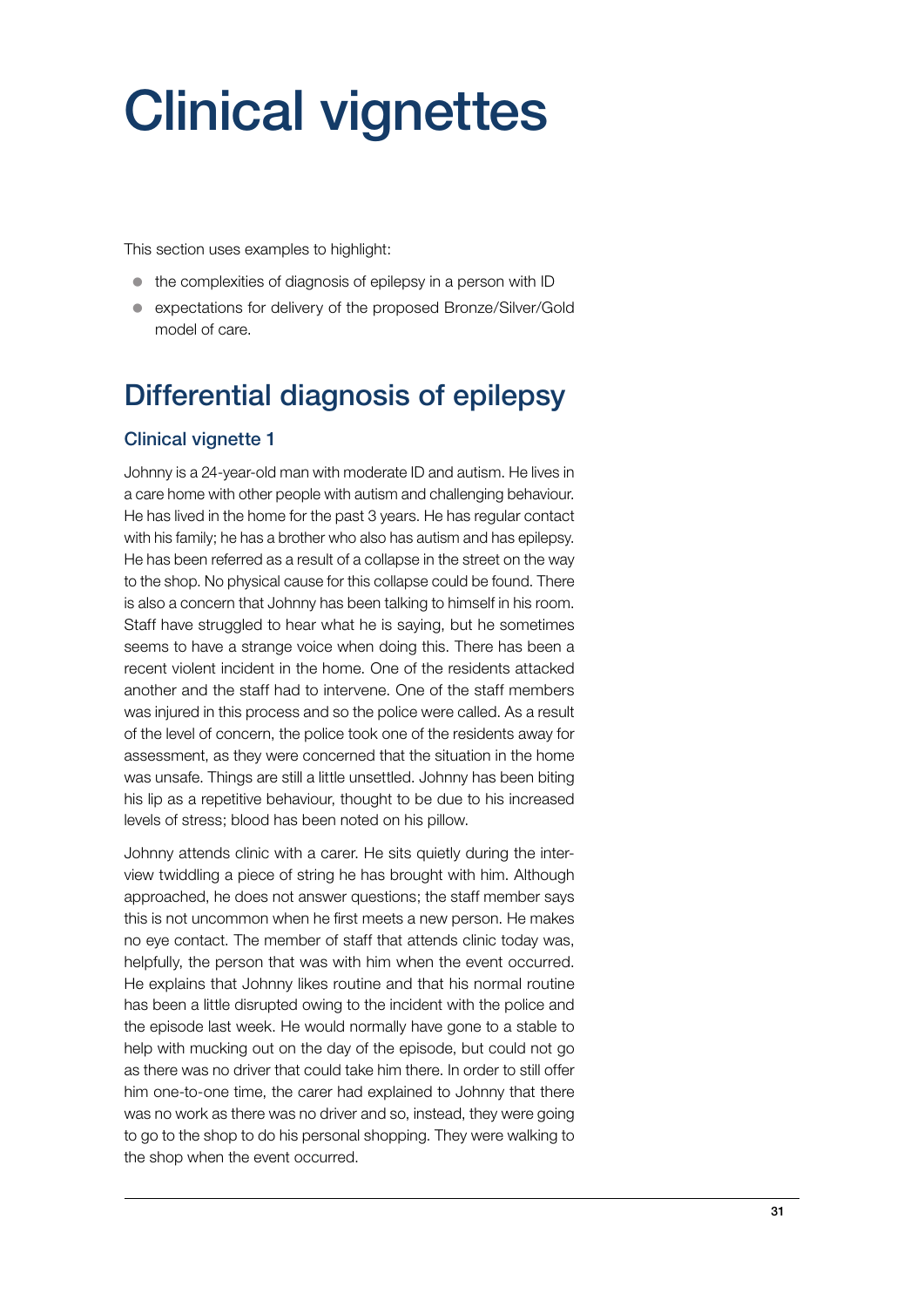# Clinical vignettes

This section uses examples to highlight:

- the complexities of diagnosis of epilepsy in a person with ID
- expectations for delivery of the proposed Bronze/Silver/Gold model of care.

## Differential diagnosis of epilepsy

### Clinical vignette 1

Johnny is a 24-year-old man with moderate ID and autism. He lives in a care home with other people with autism and challenging behaviour. He has lived in the home for the past 3 years. He has regular contact with his family; he has a brother who also has autism and has epilepsy. He has been referred as a result of a collapse in the street on the way to the shop. No physical cause for this collapse could be found. There is also a concern that Johnny has been talking to himself in his room. Staff have struggled to hear what he is saying, but he sometimes seems to have a strange voice when doing this. There has been a recent violent incident in the home. One of the residents attacked another and the staff had to intervene. One of the staff members was injured in this process and so the police were called. As a result of the level of concern, the police took one of the residents away for assessment, as they were concerned that the situation in the home was unsafe. Things are still a little unsettled. Johnny has been biting his lip as a repetitive behaviour, thought to be due to his increased levels of stress; blood has been noted on his pillow.

Johnny attends clinic with a carer. He sits quietly during the interview twiddling a piece of string he has brought with him. Although approached, he does not answer questions; the staff member says this is not uncommon when he first meets a new person. He makes no eye contact. The member of staff that attends clinic today was, helpfully, the person that was with him when the event occurred. He explains that Johnny likes routine and that his normal routine has been a little disrupted owing to the incident with the police and the episode last week. He would normally have gone to a stable to help with mucking out on the day of the episode, but could not go as there was no driver that could take him there. In order to still offer him one-to-one time, the carer had explained to Johnny that there was no work as there was no driver and so, instead, they were going to go to the shop to do his personal shopping. They were walking to the shop when the event occurred.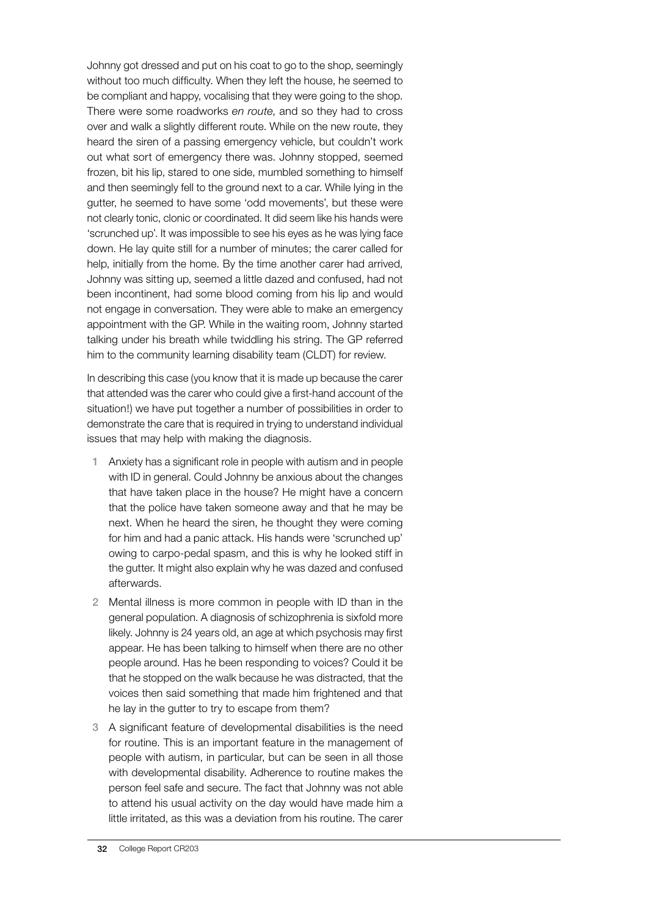Johnny got dressed and put on his coat to go to the shop, seemingly without too much difficulty. When they left the house, he seemed to be compliant and happy, vocalising that they were going to the shop. There were some roadworks *en route*, and so they had to cross over and walk a slightly different route. While on the new route, they heard the siren of a passing emergency vehicle, but couldn't work out what sort of emergency there was. Johnny stopped, seemed frozen, bit his lip, stared to one side, mumbled something to himself and then seemingly fell to the ground next to a car. While lying in the gutter, he seemed to have some 'odd movements', but these were not clearly tonic, clonic or coordinated. It did seem like his hands were 'scrunched up'. It was impossible to see his eyes as he was lying face down. He lay quite still for a number of minutes; the carer called for help, initially from the home. By the time another carer had arrived, Johnny was sitting up, seemed a little dazed and confused, had not been incontinent, had some blood coming from his lip and would not engage in conversation. They were able to make an emergency appointment with the GP. While in the waiting room, Johnny started talking under his breath while twiddling his string. The GP referred him to the community learning disability team (CLDT) for review.

In describing this case (you know that it is made up because the carer that attended was the carer who could give a first-hand account of the situation!) we have put together a number of possibilities in order to demonstrate the care that is required in trying to understand individual issues that may help with making the diagnosis.

1. Anxiety has a significant role in people with autism and in people with ID in general. Could Johnny be anxious about the changes that have taken place in the house? He might have a concern that the police have taken someone away and that he may be next. When he heard the siren, he thought they were coming for him and had a panic attack. His hands were 'scrunched up' owing to carpo-pedal spasm, and this is why he looked stiff in the gutter. It might also explain why he was dazed and confused afterwards.
2. Mental illness is more common in people with ID than in the general population. A diagnosis of schizophrenia is sixfold more likely. Johnny is 24 years old, an age at which psychosis may first appear. He has been talking to himself when there are no other people around. Has he been responding to voices? Could it be that he stopped on the walk because he was distracted, that the voices then said something that made him frightened and that he lay in the gutter to try to escape from them?
3. A significant feature of developmental disabilities is the need for routine. This is an important feature in the management of people with autism, in particular, but can be seen in all those with developmental disability. Adherence to routine makes the person feel safe and secure. The fact that Johnny was not able to attend his usual activity on the day would have made him a little irritated, as this was a deviation from his routine. The carer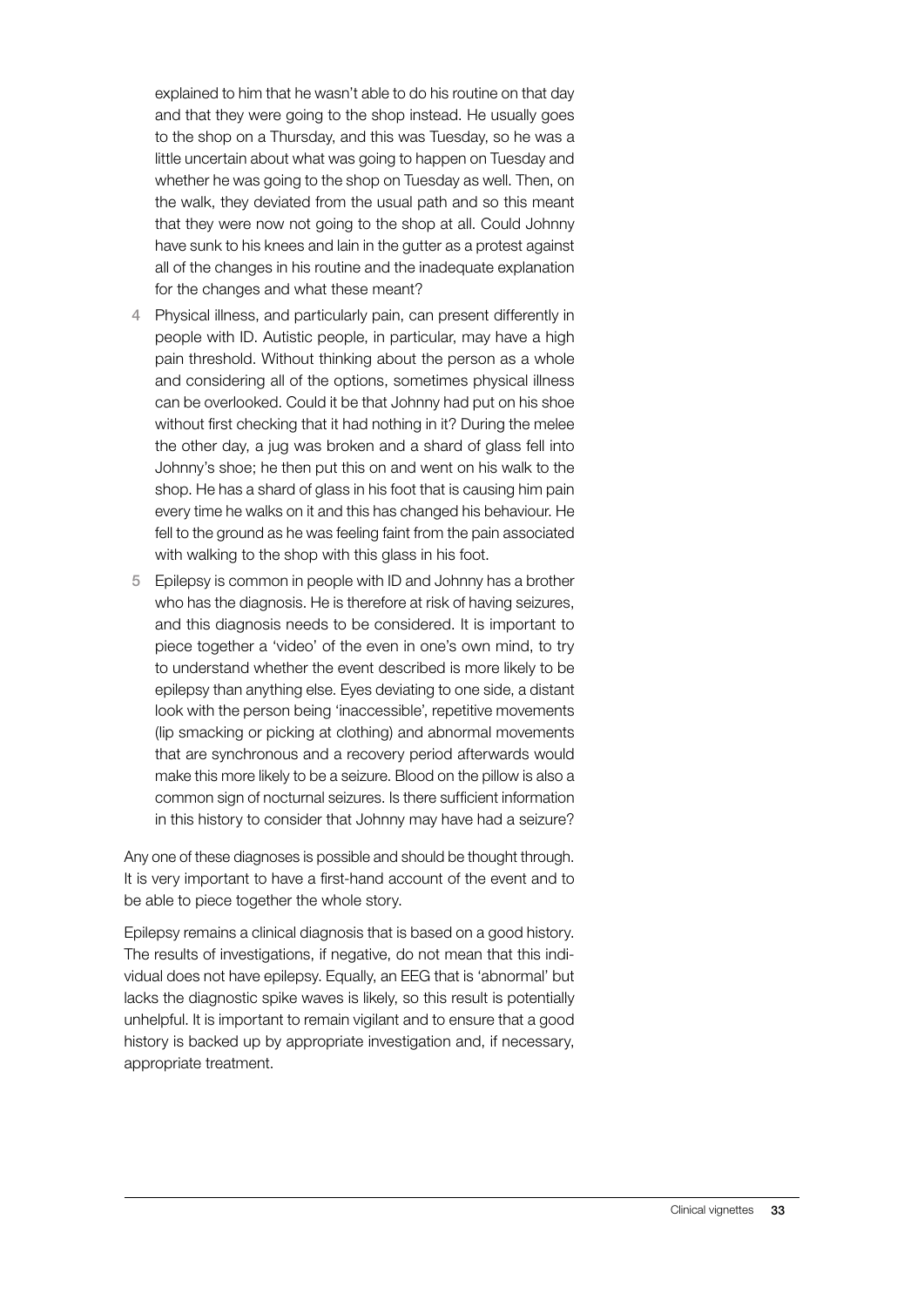explained to him that he wasn't able to do his routine on that day and that they were going to the shop instead. He usually goes to the shop on a Thursday, and this was Tuesday, so he was a little uncertain about what was going to happen on Tuesday and whether he was going to the shop on Tuesday as well. Then, on the walk, they deviated from the usual path and so this meant that they were now not going to the shop at all. Could Johnny have sunk to his knees and lain in the gutter as a protest against all of the changes in his routine and the inadequate explanation for the changes and what these meant?

4. Physical illness, and particularly pain, can present differently in people with ID. Autistic people, in particular, may have a high pain threshold. Without thinking about the person as a whole and considering all of the options, sometimes physical illness can be overlooked. Could it be that Johnny had put on his shoe without first checking that it had nothing in it? During the melee the other day, a jug was broken and a shard of glass fell into Johnny's shoe; he then put this on and went on his walk to the shop. He has a shard of glass in his foot that is causing him pain every time he walks on it and this has changed his behaviour. He fell to the ground as he was feeling faint from the pain associated with walking to the shop with this glass in his foot.
5. Epilepsy is common in people with ID and Johnny has a brother who has the diagnosis. He is therefore at risk of having seizures, and this diagnosis needs to be considered. It is important to piece together a 'video' of the even in one's own mind, to try to understand whether the event described is more likely to be epilepsy than anything else. Eyes deviating to one side, a distant look with the person being 'inaccessible', repetitive movements (lip smacking or picking at clothing) and abnormal movements that are synchronous and a recovery period afterwards would make this more likely to be a seizure. Blood on the pillow is also a common sign of nocturnal seizures. Is there sufficient information in this history to consider that Johnny may have had a seizure?

Any one of these diagnoses is possible and should be thought through. It is very important to have a first-hand account of the event and to be able to piece together the whole story.

Epilepsy remains a clinical diagnosis that is based on a good history. The results of investigations, if negative, do not mean that this individual does not have epilepsy. Equally, an EEG that is 'abnormal' but lacks the diagnostic spike waves is likely, so this result is potentially unhelpful. It is important to remain vigilant and to ensure that a good history is backed up by appropriate investigation and, if necessary, appropriate treatment.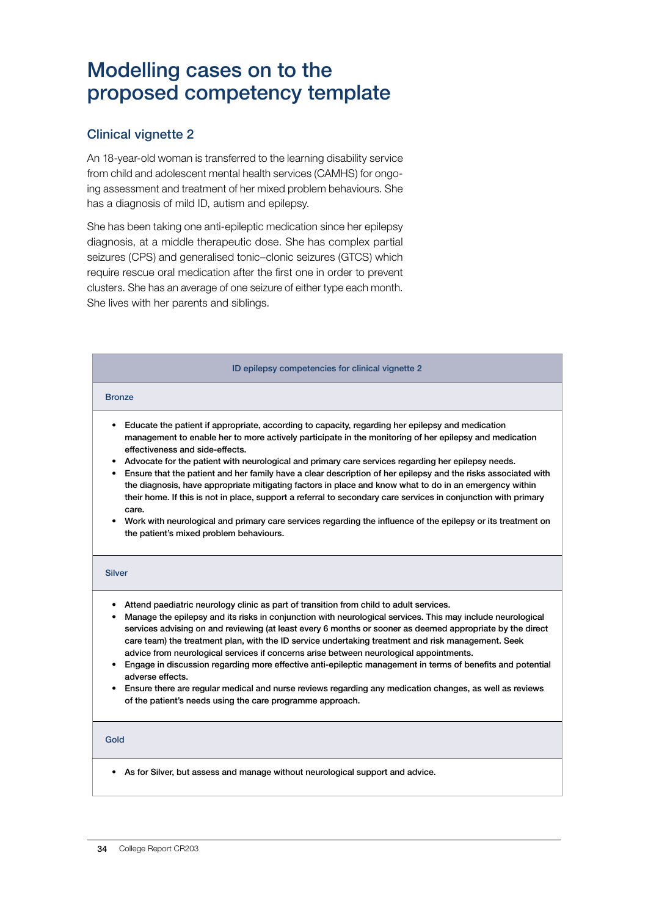# Modelling cases on to the proposed competency template

## Clinical vignette 2

An 18-year-old woman is transferred to the learning disability service from child and adolescent mental health services (CAMHS) for ongoing assessment and treatment of her mixed problem behaviours. She has a diagnosis of mild ID, autism and epilepsy.

She has been taking one anti-epileptic medication since her epilepsy diagnosis, at a middle therapeutic dose. She has complex partial seizures (CPS) and generalised tonic–clonic seizures (GTCS) which require rescue oral medication after the first one in order to prevent clusters. She has an average of one seizure of either type each month. She lives with her parents and siblings.

| ID epilepsy competencies for clinical vignette 2 |
|---|
| **Bronze** |
| • Educate the patient if appropriate, according to capacity, regarding her epilepsy and medication management to enable her to more actively participate in the monitoring of her epilepsy and medication effectiveness and side-effects.<br>• Advocate for the patient with neurological and primary care services regarding her epilepsy needs.<br>• Ensure that the patient and her family have a clear description of her epilepsy and the risks associated with the diagnosis, have appropriate mitigating factors in place and know what to do in an emergency within their home. If this is not in place, support a referral to secondary care services in conjunction with primary care.<br>• Work with neurological and primary care services regarding the influence of the epilepsy or its treatment on the patient's mixed problem behaviours. |
| **Silver** |
| • Attend paediatric neurology clinic as part of transition from child to adult services.<br>• Manage the epilepsy and its risks in conjunction with neurological services. This may include neurological services advising on and reviewing (at least every 6 months or sooner as deemed appropriate by the direct care team) the treatment plan, with the ID service undertaking treatment and risk management. Seek advice from neurological services if concerns arise between neurological appointments.<br>• Engage in discussion regarding more effective anti-epileptic management in terms of benefits and potential adverse effects.<br>• Ensure there are regular medical and nurse reviews regarding any medication changes, as well as reviews of the patient's needs using the care programme approach. |
| **Gold** |
| • As for Silver, but assess and manage without neurological support and advice. |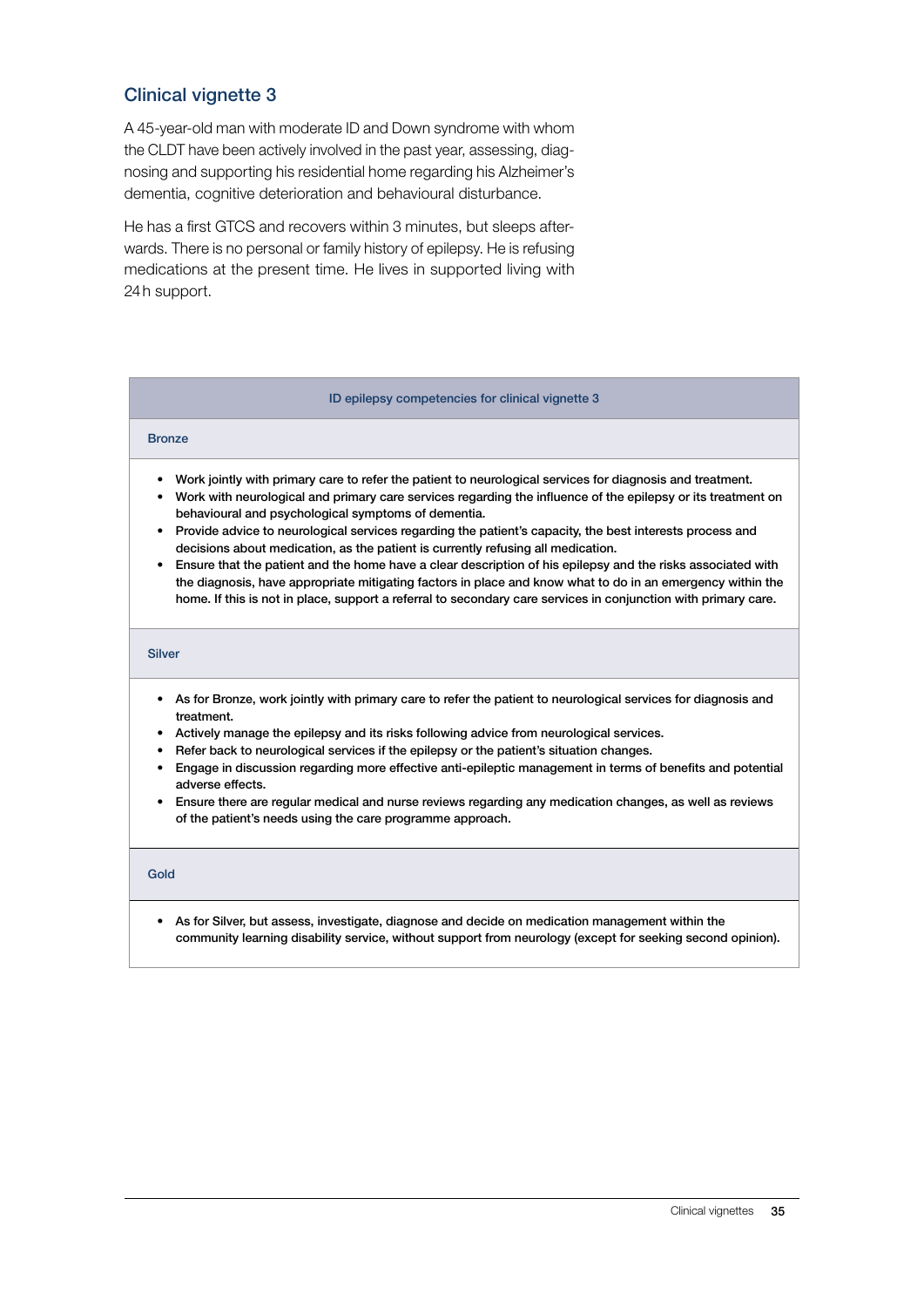## Clinical vignette 3

A 45-year-old man with moderate ID and Down syndrome with whom the CLDT have been actively involved in the past year, assessing, diagnosing and supporting his residential home regarding his Alzheimer's dementia, cognitive deterioration and behavioural disturbance.

He has a first GTCS and recovers within 3 minutes, but sleeps afterwards. There is no personal or family history of epilepsy. He is refusing medications at the present time. He lives in supported living with 24 h support.

**ID epilepsy competencies for clinical vignette 3**

**Bronze**

- Work jointly with primary care to refer the patient to neurological services for diagnosis and treatment.
- Work with neurological and primary care services regarding the influence of the epilepsy or its treatment on behavioural and psychological symptoms of dementia.
- Provide advice to neurological services regarding the patient's capacity, the best interests process and decisions about medication, as the patient is currently refusing all medication.
- Ensure that the patient and the home have a clear description of his epilepsy and the risks associated with the diagnosis, have appropriate mitigating factors in place and know what to do in an emergency within the home. If this is not in place, support a referral to secondary care services in conjunction with primary care.

**Silver**

- As for Bronze, work jointly with primary care to refer the patient to neurological services for diagnosis and treatment.
- Actively manage the epilepsy and its risks following advice from neurological services.
- Refer back to neurological services if the epilepsy or the patient's situation changes.
- Engage in discussion regarding more effective anti-epileptic management in terms of benefits and potential adverse effects.
- Ensure there are regular medical and nurse reviews regarding any medication changes, as well as reviews of the patient's needs using the care programme approach.

**Gold**

- As for Silver, but assess, investigate, diagnose and decide on medication management within the community learning disability service, without support from neurology (except for seeking second opinion).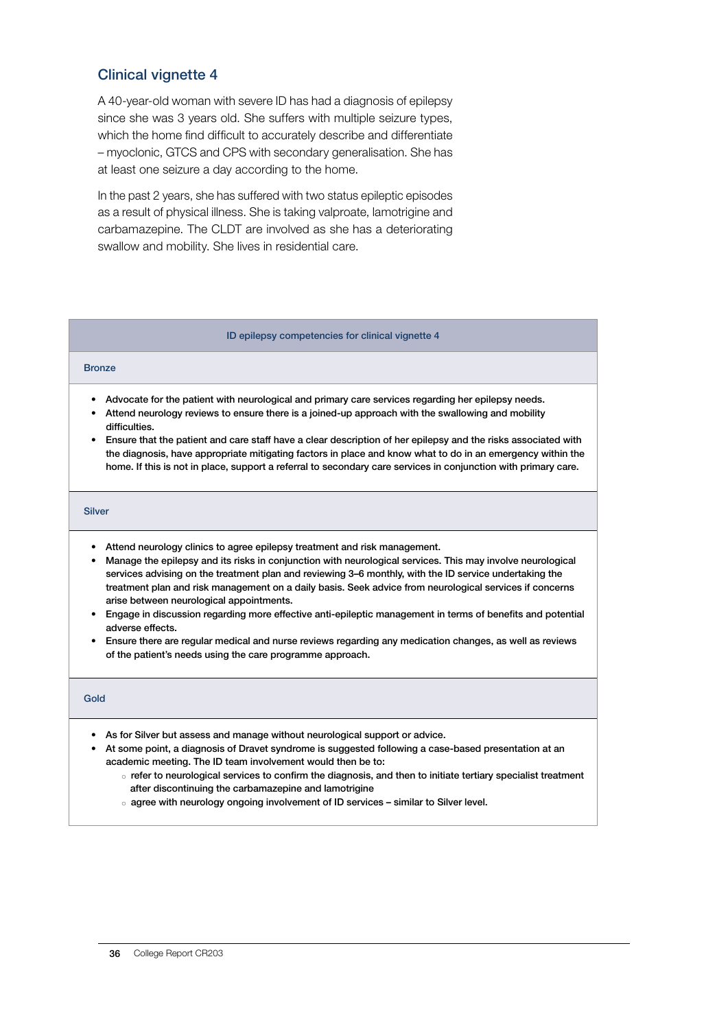## Clinical vignette 4

A 40-year-old woman with severe ID has had a diagnosis of epilepsy since she was 3 years old. She suffers with multiple seizure types, which the home find difficult to accurately describe and differentiate – myoclonic, GTCS and CPS with secondary generalisation. She has at least one seizure a day according to the home.

In the past 2 years, she has suffered with two status epileptic episodes as a result of physical illness. She is taking valproate, lamotrigine and carbamazepine. The CLDT are involved as she has a deteriorating swallow and mobility. She lives in residential care.

### ID epilepsy competencies for clinical vignette 4

#### Bronze

- Advocate for the patient with neurological and primary care services regarding her epilepsy needs.
- Attend neurology reviews to ensure there is a joined-up approach with the swallowing and mobility difficulties.
- Ensure that the patient and care staff have a clear description of her epilepsy and the risks associated with the diagnosis, have appropriate mitigating factors in place and know what to do in an emergency within the home. If this is not in place, support a referral to secondary care services in conjunction with primary care.

#### Silver

- Attend neurology clinics to agree epilepsy treatment and risk management.
- Manage the epilepsy and its risks in conjunction with neurological services. This may involve neurological services advising on the treatment plan and reviewing 3–6 monthly, with the ID service undertaking the treatment plan and risk management on a daily basis. Seek advice from neurological services if concerns arise between neurological appointments.
- Engage in discussion regarding more effective anti-epileptic management in terms of benefits and potential adverse effects.
- Ensure there are regular medical and nurse reviews regarding any medication changes, as well as reviews of the patient's needs using the care programme approach.

#### Gold

- As for Silver but assess and manage without neurological support or advice.
- At some point, a diagnosis of Dravet syndrome is suggested following a case-based presentation at an academic meeting. The ID team involvement would then be to:
  - refer to neurological services to confirm the diagnosis, and then to initiate tertiary specialist treatment after discontinuing the carbamazepine and lamotrigine
  - agree with neurology ongoing involvement of ID services – similar to Silver level.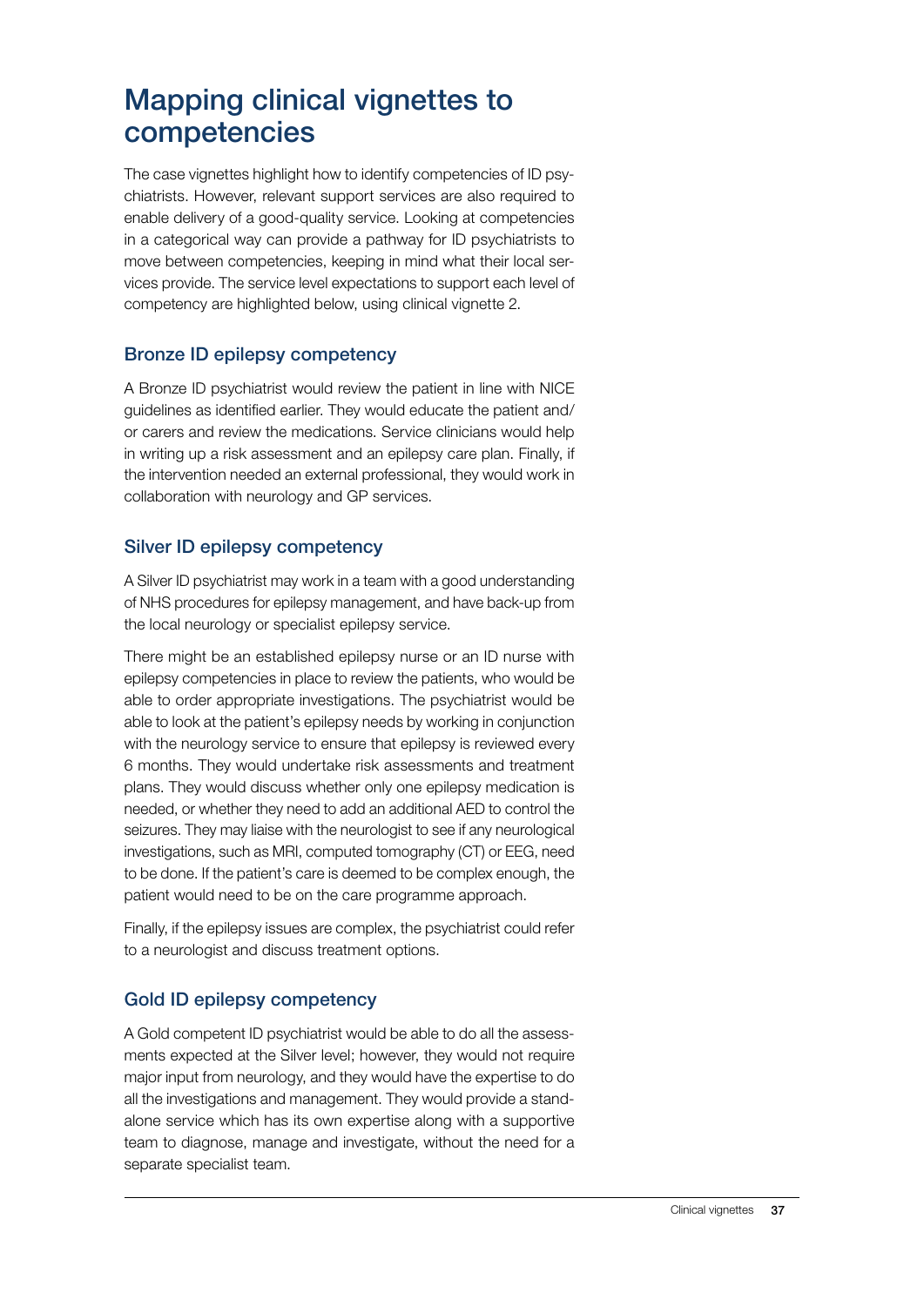# Mapping clinical vignettes to competencies

The case vignettes highlight how to identify competencies of ID psychiatrists. However, relevant support services are also required to enable delivery of a good-quality service. Looking at competencies in a categorical way can provide a pathway for ID psychiatrists to move between competencies, keeping in mind what their local services provide. The service level expectations to support each level of competency are highlighted below, using clinical vignette 2.

## Bronze ID epilepsy competency

A Bronze ID psychiatrist would review the patient in line with NICE guidelines as identified earlier. They would educate the patient and/or carers and review the medications. Service clinicians would help in writing up a risk assessment and an epilepsy care plan. Finally, if the intervention needed an external professional, they would work in collaboration with neurology and GP services.

## Silver ID epilepsy competency

A Silver ID psychiatrist may work in a team with a good understanding of NHS procedures for epilepsy management, and have back-up from the local neurology or specialist epilepsy service.

There might be an established epilepsy nurse or an ID nurse with epilepsy competencies in place to review the patients, who would be able to order appropriate investigations. The psychiatrist would be able to look at the patient's epilepsy needs by working in conjunction with the neurology service to ensure that epilepsy is reviewed every 6 months. They would undertake risk assessments and treatment plans. They would discuss whether only one epilepsy medication is needed, or whether they need to add an additional AED to control the seizures. They may liaise with the neurologist to see if any neurological investigations, such as MRI, computed tomography (CT) or EEG, need to be done. If the patient's care is deemed to be complex enough, the patient would need to be on the care programme approach.

Finally, if the epilepsy issues are complex, the psychiatrist could refer to a neurologist and discuss treatment options.

## Gold ID epilepsy competency

A Gold competent ID psychiatrist would be able to do all the assessments expected at the Silver level; however, they would not require major input from neurology, and they would have the expertise to do all the investigations and management. They would provide a stand-alone service which has its own expertise along with a supportive team to diagnose, manage and investigate, without the need for a separate specialist team.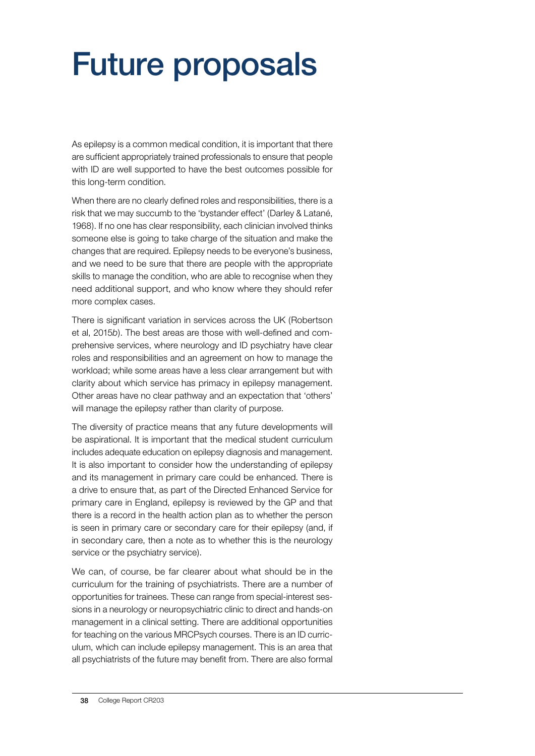# Future proposals

As epilepsy is a common medical condition, it is important that there are sufficient appropriately trained professionals to ensure that people with ID are well supported to have the best outcomes possible for this long-term condition.

When there are no clearly defined roles and responsibilities, there is a risk that we may succumb to the 'bystander effect' (Darley & Latané, 1968). If no one has clear responsibility, each clinician involved thinks someone else is going to take charge of the situation and make the changes that are required. Epilepsy needs to be everyone's business, and we need to be sure that there are people with the appropriate skills to manage the condition, who are able to recognise when they need additional support, and who know where they should refer more complex cases.

There is significant variation in services across the UK (Robertson et al, 2015*b*). The best areas are those with well-defined and comprehensive services, where neurology and ID psychiatry have clear roles and responsibilities and an agreement on how to manage the workload; while some areas have a less clear arrangement but with clarity about which service has primacy in epilepsy management. Other areas have no clear pathway and an expectation that 'others' will manage the epilepsy rather than clarity of purpose.

The diversity of practice means that any future developments will be aspirational. It is important that the medical student curriculum includes adequate education on epilepsy diagnosis and management. It is also important to consider how the understanding of epilepsy and its management in primary care could be enhanced. There is a drive to ensure that, as part of the Directed Enhanced Service for primary care in England, epilepsy is reviewed by the GP and that there is a record in the health action plan as to whether the person is seen in primary care or secondary care for their epilepsy (and, if in secondary care, then a note as to whether this is the neurology service or the psychiatry service).

We can, of course, be far clearer about what should be in the curriculum for the training of psychiatrists. There are a number of opportunities for trainees. These can range from special-interest sessions in a neurology or neuropsychiatric clinic to direct and hands-on management in a clinical setting. There are additional opportunities for teaching on the various MRCPsych courses. There is an ID curriculum, which can include epilepsy management. This is an area that all psychiatrists of the future may benefit from. There are also formal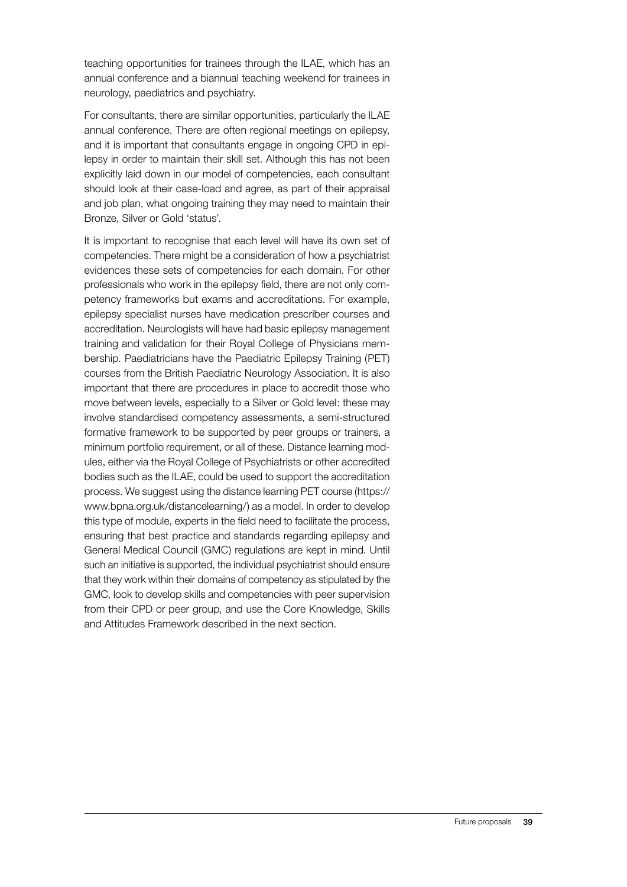teaching opportunities for trainees through the ILAE, which has an annual conference and a biannual teaching weekend for trainees in neurology, paediatrics and psychiatry.

For consultants, there are similar opportunities, particularly the ILAE annual conference. There are often regional meetings on epilepsy, and it is important that consultants engage in ongoing CPD in epilepsy in order to maintain their skill set. Although this has not been explicitly laid down in our model of competencies, each consultant should look at their case-load and agree, as part of their appraisal and job plan, what ongoing training they may need to maintain their Bronze, Silver or Gold 'status'.

It is important to recognise that each level will have its own set of competencies. There might be a consideration of how a psychiatrist evidences these sets of competencies for each domain. For other professionals who work in the epilepsy field, there are not only competency frameworks but exams and accreditations. For example, epilepsy specialist nurses have medication prescriber courses and accreditation. Neurologists will have had basic epilepsy management training and validation for their Royal College of Physicians membership. Paediatricians have the Paediatric Epilepsy Training (PET) courses from the British Paediatric Neurology Association. It is also important that there are procedures in place to accredit those who move between levels, especially to a Silver or Gold level: these may involve standardised competency assessments, a semi-structured formative framework to be supported by peer groups or trainers, a minimum portfolio requirement, or all of these. Distance learning modules, either via the Royal College of Psychiatrists or other accredited bodies such as the ILAE, could be used to support the accreditation process. We suggest using the distance learning PET course (https://www.bpna.org.uk/distancelearning/) as a model. In order to develop this type of module, experts in the field need to facilitate the process, ensuring that best practice and standards regarding epilepsy and General Medical Council (GMC) regulations are kept in mind. Until such an initiative is supported, the individual psychiatrist should ensure that they work within their domains of competency as stipulated by the GMC, look to develop skills and competencies with peer supervision from their CPD or peer group, and use the Core Knowledge, Skills and Attitudes Framework described in the next section.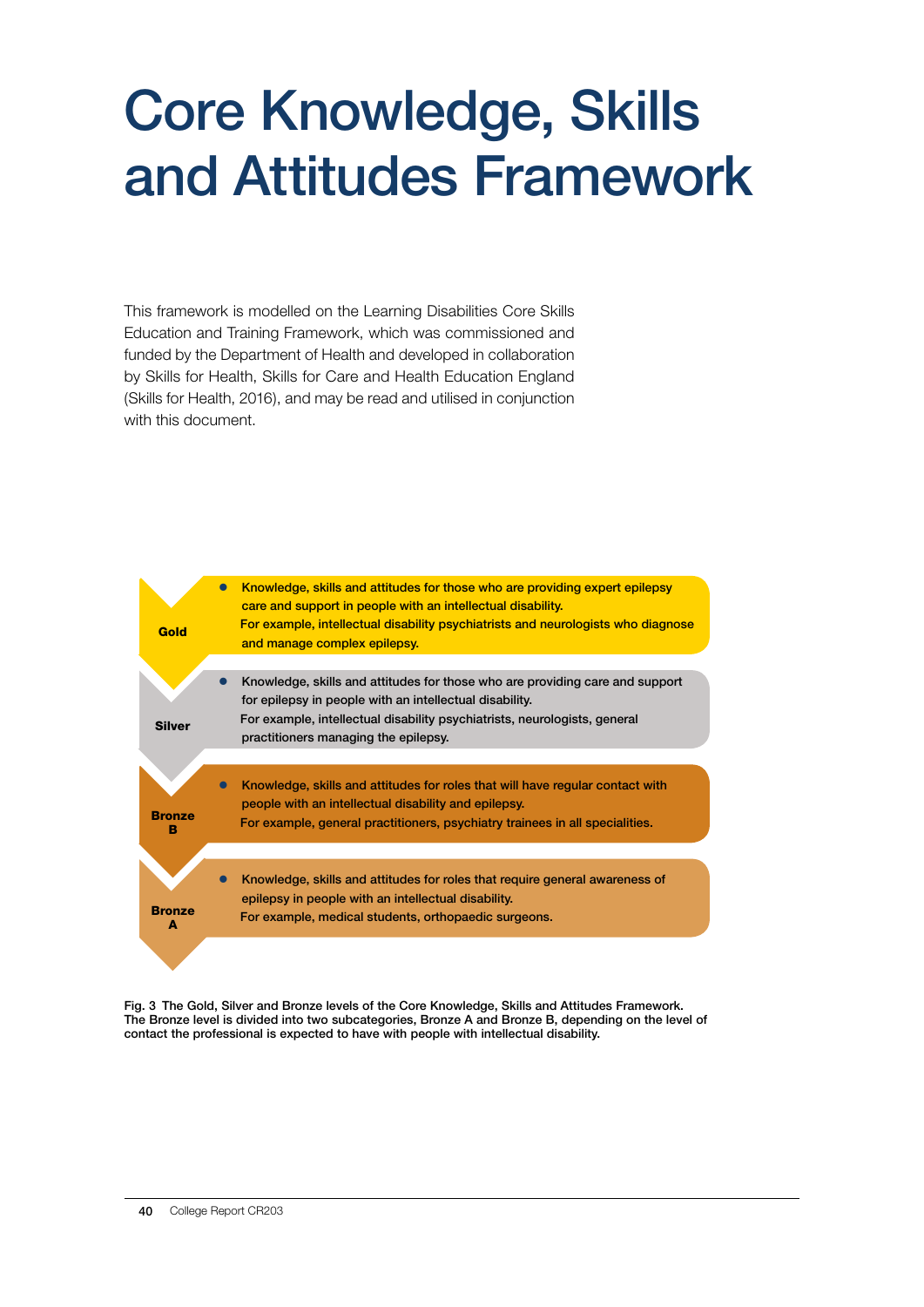# Core Knowledge, Skills and Attitudes Framework

This framework is modelled on the Learning Disabilities Core Skills Education and Training Framework, which was commissioned and funded by the Department of Health and developed in collaboration by Skills for Health, Skills for Care and Health Education England (Skills for Health, 2016), and may be read and utilised in conjunction with this document.

**Gold**

- Knowledge, skills and attitudes for those who are providing expert epilepsy care and support in people with an intellectual disability.
  For example, intellectual disability psychiatrists and neurologists who diagnose and manage complex epilepsy.

**Silver**

- Knowledge, skills and attitudes for those who are providing care and support for epilepsy in people with an intellectual disability.
  For example, intellectual disability psychiatrists, neurologists, general practitioners managing the epilepsy.

**Bronze B**

- Knowledge, skills and attitudes for roles that will have regular contact with people with an intellectual disability and epilepsy.
  For example, general practitioners, psychiatry trainees in all specialities.

**Bronze A**

- Knowledge, skills and attitudes for roles that require general awareness of epilepsy in people with an intellectual disability.
  For example, medical students, orthopaedic surgeons.

Fig. 3 The Gold, Silver and Bronze levels of the Core Knowledge, Skills and Attitudes Framework. The Bronze level is divided into two subcategories, Bronze A and Bronze B, depending on the level of contact the professional is expected to have with people with intellectual disability.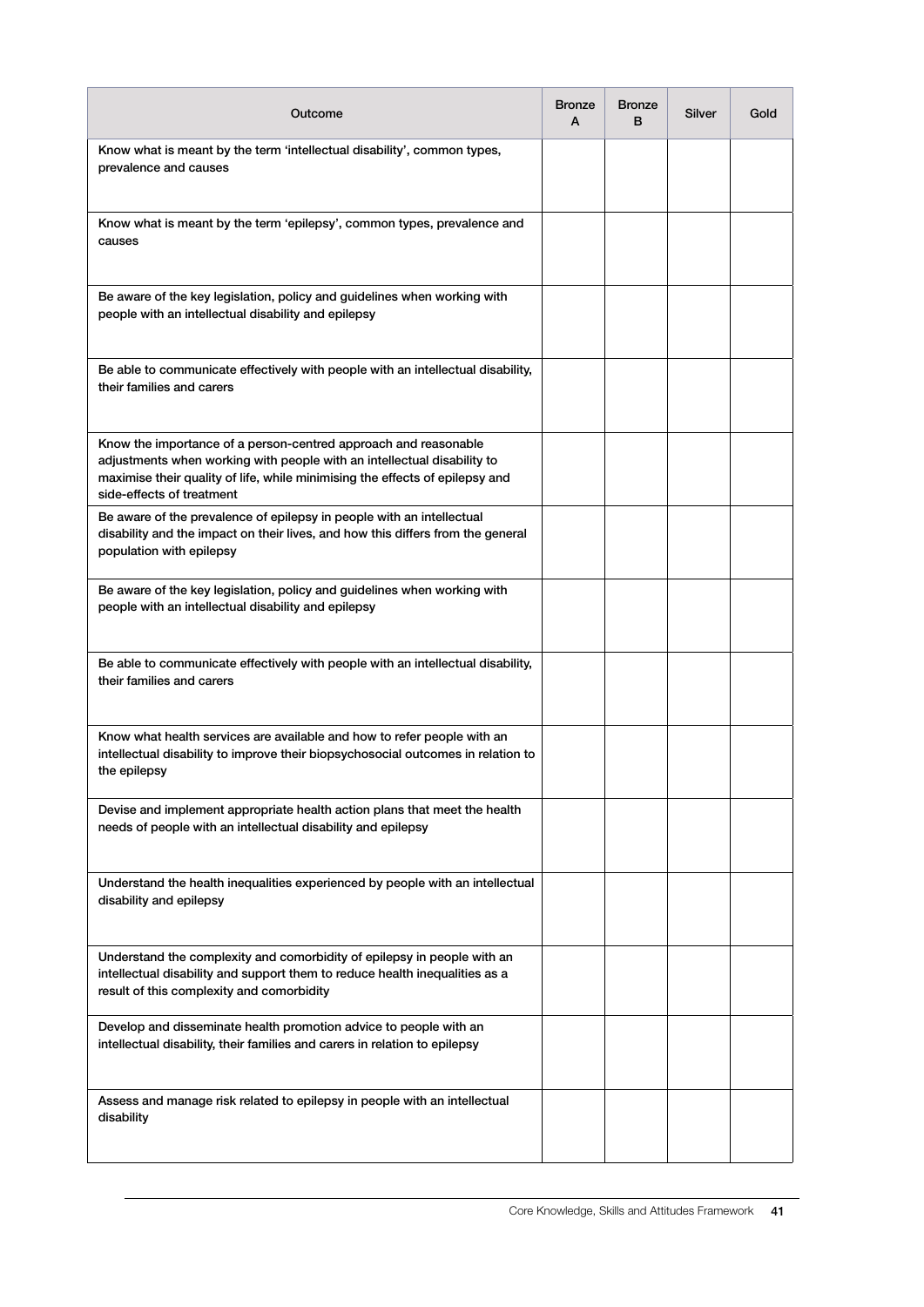| Outcome | Bronze A | Bronze B | Silver | Gold |
|---|---|---|---|---|
| Know what is meant by the term 'intellectual disability', common types, prevalence and causes | | | | |
| Know what is meant by the term 'epilepsy', common types, prevalence and causes | | | | |
| Be aware of the key legislation, policy and guidelines when working with people with an intellectual disability and epilepsy | | | | |
| Be able to communicate effectively with people with an intellectual disability, their families and carers | | | | |
| Know the importance of a person-centred approach and reasonable adjustments when working with people with an intellectual disability to maximise their quality of life, while minimising the effects of epilepsy and side-effects of treatment | | | | |
| Be aware of the prevalence of epilepsy in people with an intellectual disability and the impact on their lives, and how this differs from the general population with epilepsy | | | | |
| Be aware of the key legislation, policy and guidelines when working with people with an intellectual disability and epilepsy | | | | |
| Be able to communicate effectively with people with an intellectual disability, their families and carers | | | | |
| Know what health services are available and how to refer people with an intellectual disability to improve their biopsychosocial outcomes in relation to the epilepsy | | | | |
| Devise and implement appropriate health action plans that meet the health needs of people with an intellectual disability and epilepsy | | | | |
| Understand the health inequalities experienced by people with an intellectual disability and epilepsy | | | | |
| Understand the complexity and comorbidity of epilepsy in people with an intellectual disability and support them to reduce health inequalities as a result of this complexity and comorbidity | | | | |
| Develop and disseminate health promotion advice to people with an intellectual disability, their families and carers in relation to epilepsy | | | | |
| Assess and manage risk related to epilepsy in people with an intellectual disability | | | | |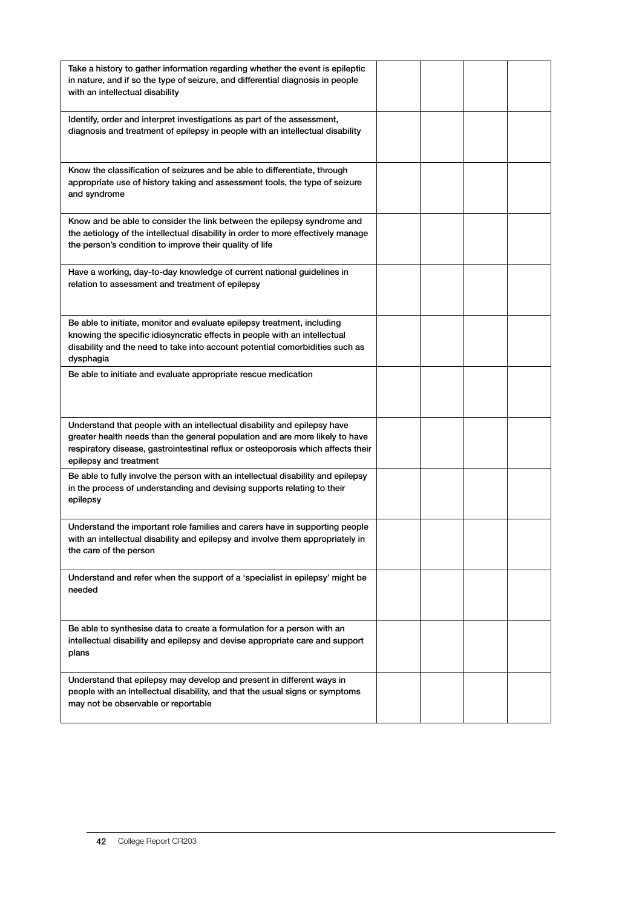| | | | | |
|---|---|---|---|---|
| Take a history to gather information regarding whether the event is epileptic in nature, and if so the type of seizure, and differential diagnosis in people with an intellectual disability | | | | |
| Identify, order and interpret investigations as part of the assessment, diagnosis and treatment of epilepsy in people with an intellectual disability | | | | |
| Know the classification of seizures and be able to differentiate, through appropriate use of history taking and assessment tools, the type of seizure and syndrome | | | | |
| Know and be able to consider the link between the epilepsy syndrome and the aetiology of the intellectual disability in order to more effectively manage the person's condition to improve their quality of life | | | | |
| Have a working, day-to-day knowledge of current national guidelines in relation to assessment and treatment of epilepsy | | | | |
| Be able to initiate, monitor and evaluate epilepsy treatment, including knowing the specific idiosyncratic effects in people with an intellectual disability and the need to take into account potential comorbidities such as dysphagia | | | | |
| Be able to initiate and evaluate appropriate rescue medication | | | | |
| Understand that people with an intellectual disability and epilepsy have greater health needs than the general population and are more likely to have respiratory disease, gastrointestinal reflux or osteoporosis which affects their epilepsy and treatment | | | | |
| Be able to fully involve the person with an intellectual disability and epilepsy in the process of understanding and devising supports relating to their epilepsy | | | | |
| Understand the important role families and carers have in supporting people with an intellectual disability and epilepsy and involve them appropriately in the care of the person | | | | |
| Understand and refer when the support of a 'specialist in epilepsy' might be needed | | | | |
| Be able to synthesise data to create a formulation for a person with an intellectual disability and epilepsy and devise appropriate care and support plans | | | | |
| Understand that epilepsy may develop and present in different ways in people with an intellectual disability, and that the usual signs or symptoms may not be observable or reportable | | | | |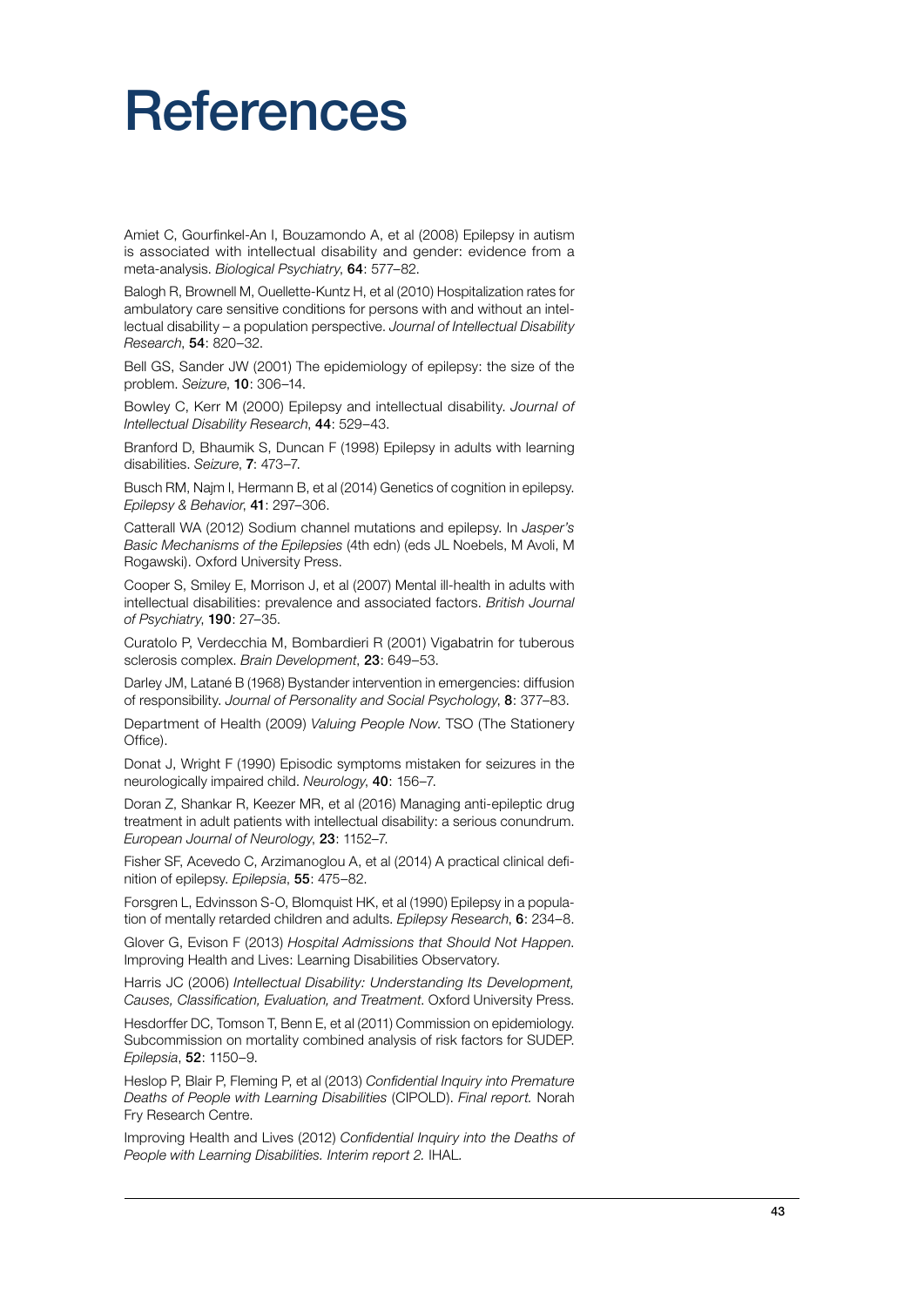# References

Amiet C, Gourfinkel-An I, Bouzamondo A, et al (2008) Epilepsy in autism is associated with intellectual disability and gender: evidence from a meta-analysis. *Biological Psychiatry*, **64**: 577–82.

Balogh R, Brownell M, Ouellette-Kuntz H, et al (2010) Hospitalization rates for ambulatory care sensitive conditions for persons with and without an intellectual disability – a population perspective. *Journal of Intellectual Disability Research*, **54**: 820–32.

Bell GS, Sander JW (2001) The epidemiology of epilepsy: the size of the problem. *Seizure*, **10**: 306–14.

Bowley C, Kerr M (2000) Epilepsy and intellectual disability. *Journal of Intellectual Disability Research*, **44**: 529–43.

Branford D, Bhaumik S, Duncan F (1998) Epilepsy in adults with learning disabilities. *Seizure*, **7**: 473–7.

Busch RM, Najm I, Hermann B, et al (2014) Genetics of cognition in epilepsy. *Epilepsy & Behavior*, **41**: 297–306.

Catterall WA (2012) Sodium channel mutations and epilepsy. In *Jasper's Basic Mechanisms of the Epilepsies* (4th edn) (eds JL Noebels, M Avoli, M Rogawski). Oxford University Press.

Cooper S, Smiley E, Morrison J, et al (2007) Mental ill-health in adults with intellectual disabilities: prevalence and associated factors. *British Journal of Psychiatry*, **190**: 27–35.

Curatolo P, Verdecchia M, Bombardieri R (2001) Vigabatrin for tuberous sclerosis complex. *Brain Development*, **23**: 649–53.

Darley JM, Latané B (1968) Bystander intervention in emergencies: diffusion of responsibility. *Journal of Personality and Social Psychology*, **8**: 377–83.

Department of Health (2009) *Valuing People Now*. TSO (The Stationery Office).

Donat J, Wright F (1990) Episodic symptoms mistaken for seizures in the neurologically impaired child. *Neurology*, **40**: 156–7.

Doran Z, Shankar R, Keezer MR, et al (2016) Managing anti-epileptic drug treatment in adult patients with intellectual disability: a serious conundrum. *European Journal of Neurology*, **23**: 1152–7.

Fisher SF, Acevedo C, Arzimanoglou A, et al (2014) A practical clinical definition of epilepsy. *Epilepsia*, **55**: 475–82.

Forsgren L, Edvinsson S-O, Blomquist HK, et al (1990) Epilepsy in a population of mentally retarded children and adults. *Epilepsy Research*, **6**: 234–8.

Glover G, Evison F (2013) *Hospital Admissions that Should Not Happen*. Improving Health and Lives: Learning Disabilities Observatory.

Harris JC (2006) *Intellectual Disability: Understanding Its Development, Causes, Classification, Evaluation, and Treatment*. Oxford University Press.

Hesdorffer DC, Tomson T, Benn E, et al (2011) Commission on epidemiology. Subcommission on mortality combined analysis of risk factors for SUDEP. *Epilepsia*, **52**: 1150–9.

Heslop P, Blair P, Fleming P, et al (2013) *Confidential Inquiry into Premature Deaths of People with Learning Disabilities* (CIPOLD). *Final report.* Norah Fry Research Centre.

Improving Health and Lives (2012) *Confidential Inquiry into the Deaths of People with Learning Disabilities. Interim report 2.* IHAL.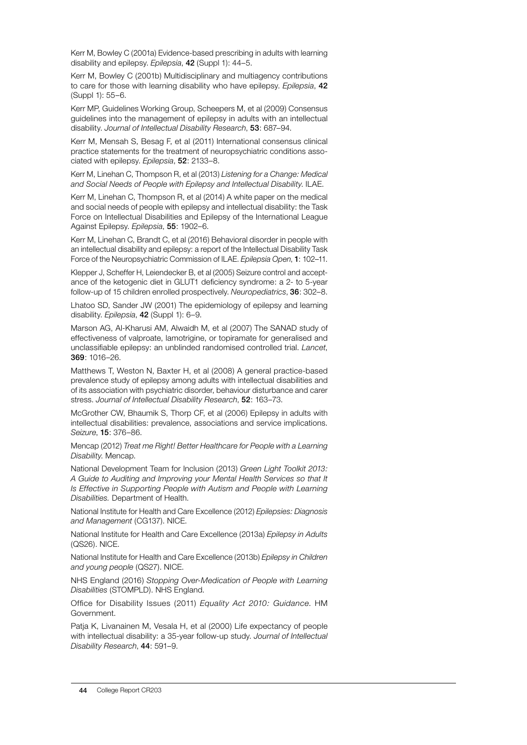Kerr M, Bowley C (2001a) Evidence-based prescribing in adults with learning disability and epilepsy. *Epilepsia*, **42** (Suppl 1): 44–5.

Kerr M, Bowley C (2001b) Multidisciplinary and multiagency contributions to care for those with learning disability who have epilepsy. *Epilepsia*, **42** (Suppl 1): 55–6.

Kerr MP, Guidelines Working Group, Scheepers M, et al (2009) Consensus guidelines into the management of epilepsy in adults with an intellectual disability. *Journal of Intellectual Disability Research*, **53**: 687–94.

Kerr M, Mensah S, Besag F, et al (2011) International consensus clinical practice statements for the treatment of neuropsychiatric conditions associated with epilepsy. *Epilepsia*, **52**: 2133–8.

Kerr M, Linehan C, Thompson R, et al (2013) *Listening for a Change: Medical and Social Needs of People with Epilepsy and Intellectual Disability.* ILAE.

Kerr M, Linehan C, Thompson R, et al (2014) A white paper on the medical and social needs of people with epilepsy and intellectual disability: the Task Force on Intellectual Disabilities and Epilepsy of the International League Against Epilepsy. *Epilepsia*, **55**: 1902–6.

Kerr M, Linehan C, Brandt C, et al (2016) Behavioral disorder in people with an intellectual disability and epilepsy: a report of the Intellectual Disability Task Force of the Neuropsychiatric Commission of ILAE. *Epilepsia Open*, **1**: 102–11.

Klepper J, Scheffer H, Leiendecker B, et al (2005) Seizure control and acceptance of the ketogenic diet in GLUT1 deficiency syndrome: a 2- to 5-year follow-up of 15 children enrolled prospectively. *Neuropediatrics*, **36**: 302–8.

Lhatoo SD, Sander JW (2001) The epidemiology of epilepsy and learning disability. *Epilepsia*, **42** (Suppl 1): 6–9.

Marson AG, Al-Kharusi AM, Alwaidh M, et al (2007) The SANAD study of effectiveness of valproate, lamotrigine, or topiramate for generalised and unclassifiable epilepsy: an unblinded randomised controlled trial. *Lancet*, **369**: 1016–26.

Matthews T, Weston N, Baxter H, et al (2008) A general practice-based prevalence study of epilepsy among adults with intellectual disabilities and of its association with psychiatric disorder, behaviour disturbance and carer stress. *Journal of Intellectual Disability Research*, **52**: 163–73.

McGrother CW, Bhaumik S, Thorp CF, et al (2006) Epilepsy in adults with intellectual disabilities: prevalence, associations and service implications. *Seizure*, **15**: 376–86.

Mencap (2012) *Treat me Right! Better Healthcare for People with a Learning Disability.* Mencap.

National Development Team for Inclusion (2013) *Green Light Toolkit 2013: A Guide to Auditing and Improving your Mental Health Services so that It Is Effective in Supporting People with Autism and People with Learning Disabilities.* Department of Health.

National Institute for Health and Care Excellence (2012) *Epilepsies: Diagnosis and Management* (CG137). NICE.

National Institute for Health and Care Excellence (2013a) *Epilepsy in Adults* (QS26). NICE.

National Institute for Health and Care Excellence (2013b) *Epilepsy in Children and young people* (QS27). NICE.

NHS England (2016) *Stopping Over-Medication of People with Learning Disabilities* (STOMPLD). NHS England.

Office for Disability Issues (2011) *Equality Act 2010: Guidance*. HM Government.

Patja K, Livanainen M, Vesala H, et al (2000) Life expectancy of people with intellectual disability: a 35-year follow-up study. *Journal of Intellectual Disability Research*, **44**: 591–9.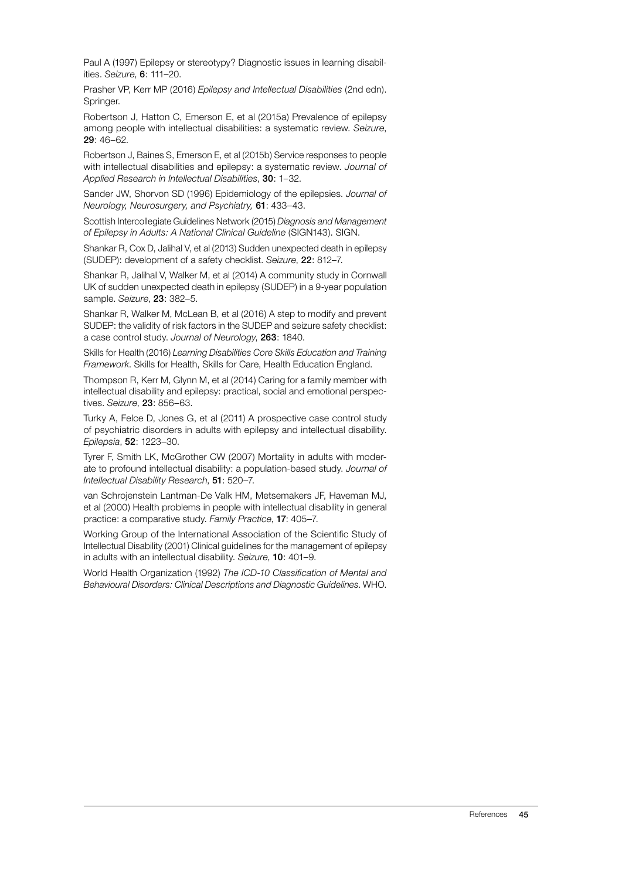Paul A (1997) Epilepsy or stereotypy? Diagnostic issues in learning disabilities. *Seizure*, **6**: 111–20.

Prasher VP, Kerr MP (2016) *Epilepsy and Intellectual Disabilities* (2nd edn). Springer.

Robertson J, Hatton C, Emerson E, et al (2015a) Prevalence of epilepsy among people with intellectual disabilities: a systematic review. *Seizure*, **29**: 46–62.

Robertson J, Baines S, Emerson E, et al (2015b) Service responses to people with intellectual disabilities and epilepsy: a systematic review. *Journal of Applied Research in Intellectual Disabilities*, **30**: 1–32.

Sander JW, Shorvon SD (1996) Epidemiology of the epilepsies. *Journal of Neurology, Neurosurgery, and Psychiatry,* **61**: 433–43.

Scottish Intercollegiate Guidelines Network (2015) *Diagnosis and Management of Epilepsy in Adults: A National Clinical Guideline* (SIGN143). SIGN.

Shankar R, Cox D, Jalihal V, et al (2013) Sudden unexpected death in epilepsy (SUDEP): development of a safety checklist. *Seizure*, **22**: 812–7.

Shankar R, Jalihal V, Walker M, et al (2014) A community study in Cornwall UK of sudden unexpected death in epilepsy (SUDEP) in a 9-year population sample. *Seizure*, **23**: 382–5.

Shankar R, Walker M, McLean B, et al (2016) A step to modify and prevent SUDEP: the validity of risk factors in the SUDEP and seizure safety checklist: a case control study. *Journal of Neurology*, **263**: 1840.

Skills for Health (2016) *Learning Disabilities Core Skills Education and Training Framework*. Skills for Health, Skills for Care, Health Education England.

Thompson R, Kerr M, Glynn M, et al (2014) Caring for a family member with intellectual disability and epilepsy: practical, social and emotional perspectives. *Seizure*, **23**: 856–63.

Turky A, Felce D, Jones G, et al (2011) A prospective case control study of psychiatric disorders in adults with epilepsy and intellectual disability. *Epilepsia*, **52**: 1223–30.

Tyrer F, Smith LK, McGrother CW (2007) Mortality in adults with moderate to profound intellectual disability: a population-based study. *Journal of Intellectual Disability Research*, **51**: 520–7.

van Schrojenstein Lantman-De Valk HM, Metsemakers JF, Haveman MJ, et al (2000) Health problems in people with intellectual disability in general practice: a comparative study. *Family Practice*, **17**: 405–7.

Working Group of the International Association of the Scientific Study of Intellectual Disability (2001) Clinical guidelines for the management of epilepsy in adults with an intellectual disability. *Seizure*, **10**: 401–9.

World Health Organization (1992) *The ICD-10 Classification of Mental and Behavioural Disorders: Clinical Descriptions and Diagnostic Guidelines*. WHO.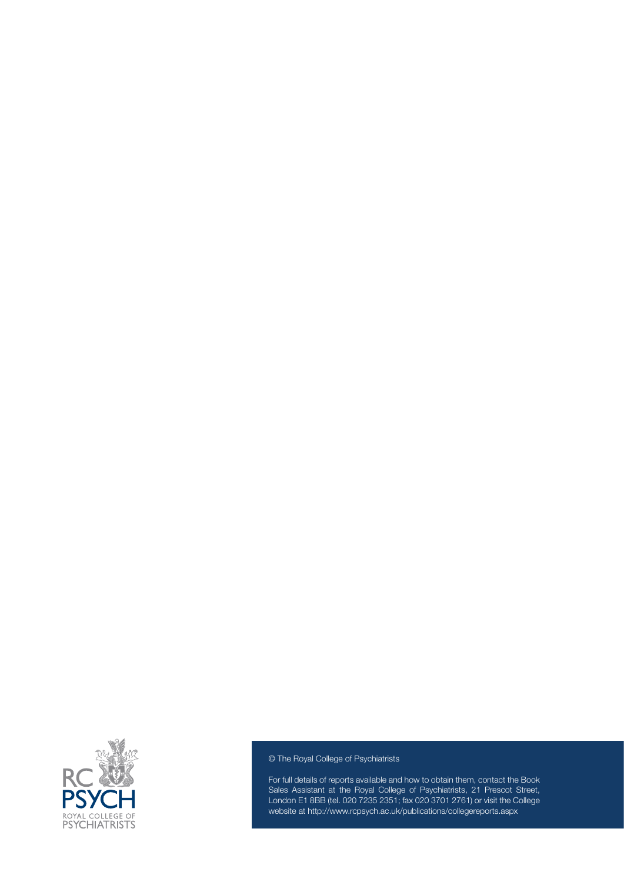RC PSYCH
ROYAL COLLEGE OF PSYCHIATRISTS

© The Royal College of Psychiatrists

For full details of reports available and how to obtain them, contact the Book Sales Assistant at the Royal College of Psychiatrists, 21 Prescot Street, London E1 8BB (tel. 020 7235 2351; fax 020 3701 2761) or visit the College website at http://www.rcpsych.ac.uk/publications/collegereports.aspx